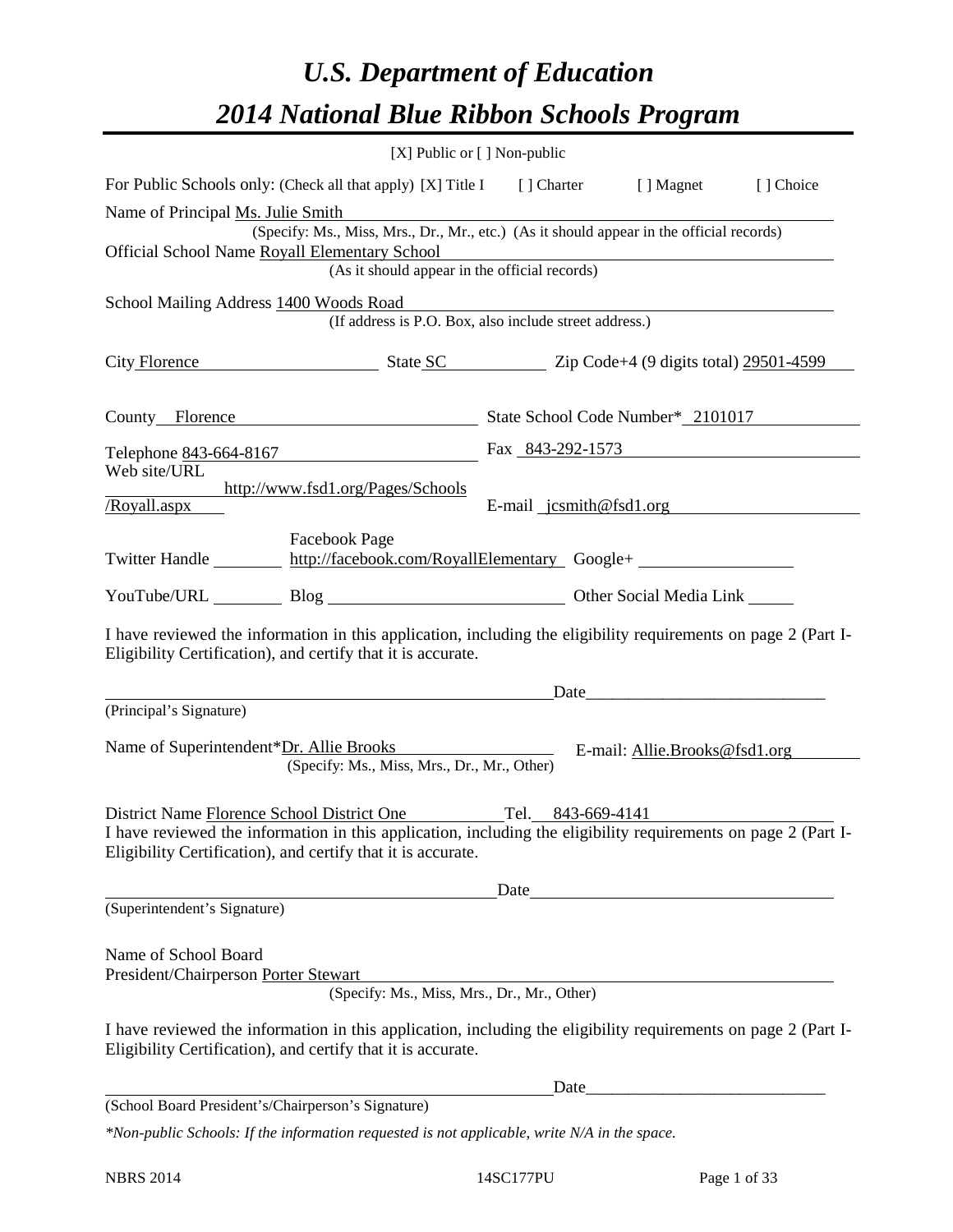# *U.S. Department of Education*

# *2014 National Blue Ribbon Schools Program*

[X] Public or [ ] Non-public

For Public Schools only: (Check all that apply) [X] Title I [ ] Charter [ ] Magnet [ ] Choice

Name of Principal Ms. Julie Smith
(Specify: Ms., Miss, Mrs., Dr., Mr., etc.) (As it should appear in the official records)

Official School Name Royall Elementary School
(As it should appear in the official records)

School Mailing Address 1400 Woods Road
(If address is P.O. Box, also include street address.)

City Florence State SC Zip Code+4 (9 digits total) 29501-4599

County Florence State School Code Number* 2101017

Telephone 843-664-8167 Fax 843-292-1573

Web site/URL http://www.fsd1.org/Pages/Schools/Royall.aspx E-mail jcsmith@fsd1.org

Twitter Handle ________ Facebook Page http://facebook.com/RoyallElementary Google+ ________

YouTube/URL ________ Blog ________ Other Social Media Link ________

I have reviewed the information in this application, including the eligibility requirements on page 2 (Part I- Eligibility Certification), and certify that it is accurate.

_______________________________________ Date_______________________

(Principal's Signature)

Name of Superintendent*Dr. Allie Brooks E-mail: Allie.Brooks@fsd1.org
(Specify: Ms., Miss, Mrs., Dr., Mr., Other)

District Name Florence School District One Tel. 843-669-4141

I have reviewed the information in this application, including the eligibility requirements on page 2 (Part I- Eligibility Certification), and certify that it is accurate.

_______________________________________ Date_______________________

(Superintendent's Signature)

Name of School Board
President/Chairperson Porter Stewart
(Specify: Ms., Miss, Mrs., Dr., Mr., Other)

I have reviewed the information in this application, including the eligibility requirements on page 2 (Part I- Eligibility Certification), and certify that it is accurate.

_______________________________________ Date_______________________

(School Board President's/Chairperson's Signature)

*\*Non-public Schools: If the information requested is not applicable, write N/A in the space.*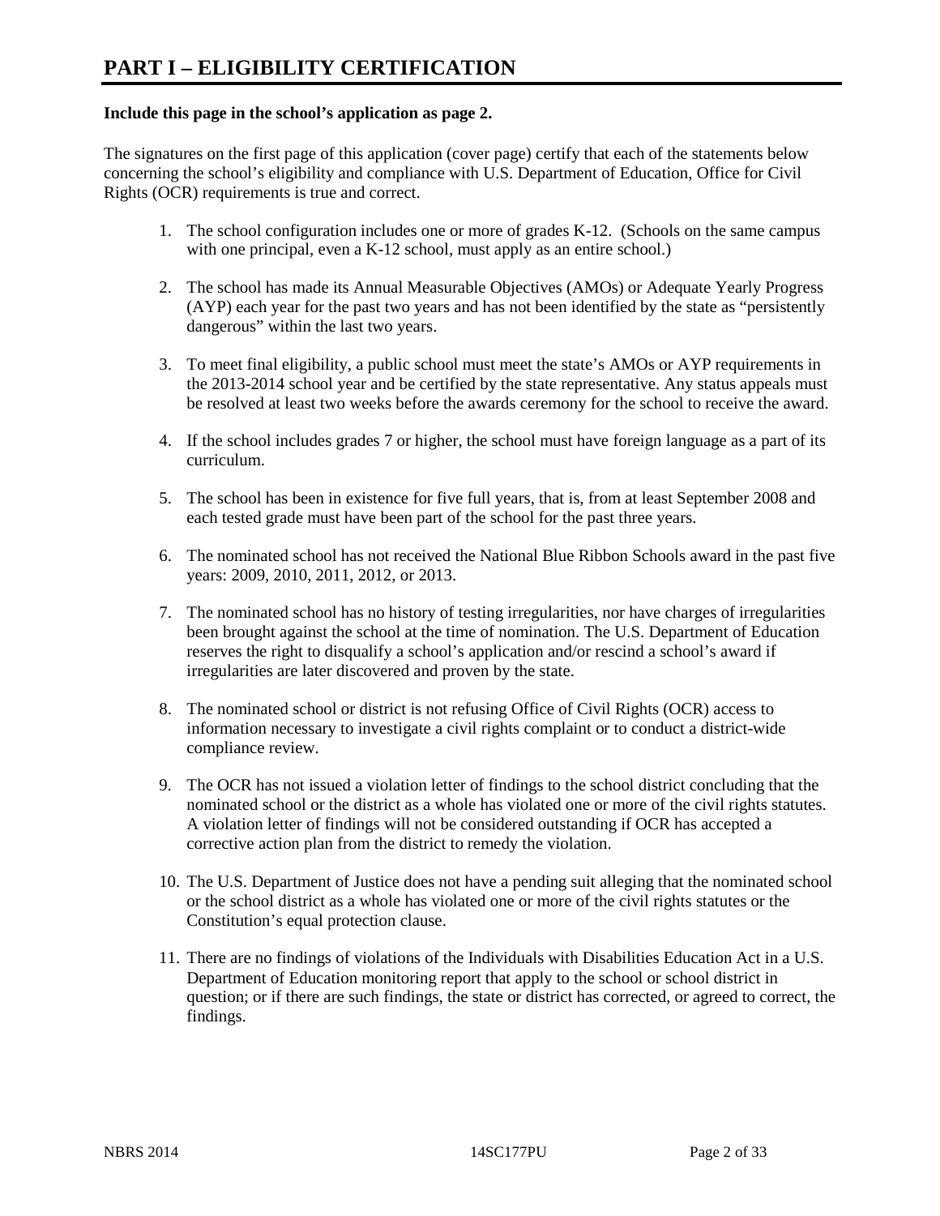# PART I – ELIGIBILITY CERTIFICATION

**Include this page in the school's application as page 2.**

The signatures on the first page of this application (cover page) certify that each of the statements below concerning the school's eligibility and compliance with U.S. Department of Education, Office for Civil Rights (OCR) requirements is true and correct.

1. The school configuration includes one or more of grades K-12. (Schools on the same campus with one principal, even a K-12 school, must apply as an entire school.)

2. The school has made its Annual Measurable Objectives (AMOs) or Adequate Yearly Progress (AYP) each year for the past two years and has not been identified by the state as "persistently dangerous" within the last two years.

3. To meet final eligibility, a public school must meet the state's AMOs or AYP requirements in the 2013-2014 school year and be certified by the state representative. Any status appeals must be resolved at least two weeks before the awards ceremony for the school to receive the award.

4. If the school includes grades 7 or higher, the school must have foreign language as a part of its curriculum.

5. The school has been in existence for five full years, that is, from at least September 2008 and each tested grade must have been part of the school for the past three years.

6. The nominated school has not received the National Blue Ribbon Schools award in the past five years: 2009, 2010, 2011, 2012, or 2013.

7. The nominated school has no history of testing irregularities, nor have charges of irregularities been brought against the school at the time of nomination. The U.S. Department of Education reserves the right to disqualify a school's application and/or rescind a school's award if irregularities are later discovered and proven by the state.

8. The nominated school or district is not refusing Office of Civil Rights (OCR) access to information necessary to investigate a civil rights complaint or to conduct a district-wide compliance review.

9. The OCR has not issued a violation letter of findings to the school district concluding that the nominated school or the district as a whole has violated one or more of the civil rights statutes. A violation letter of findings will not be considered outstanding if OCR has accepted a corrective action plan from the district to remedy the violation.

10. The U.S. Department of Justice does not have a pending suit alleging that the nominated school or the school district as a whole has violated one or more of the civil rights statutes or the Constitution's equal protection clause.

11. There are no findings of violations of the Individuals with Disabilities Education Act in a U.S. Department of Education monitoring report that apply to the school or school district in question; or if there are such findings, the state or district has corrected, or agreed to correct, the findings.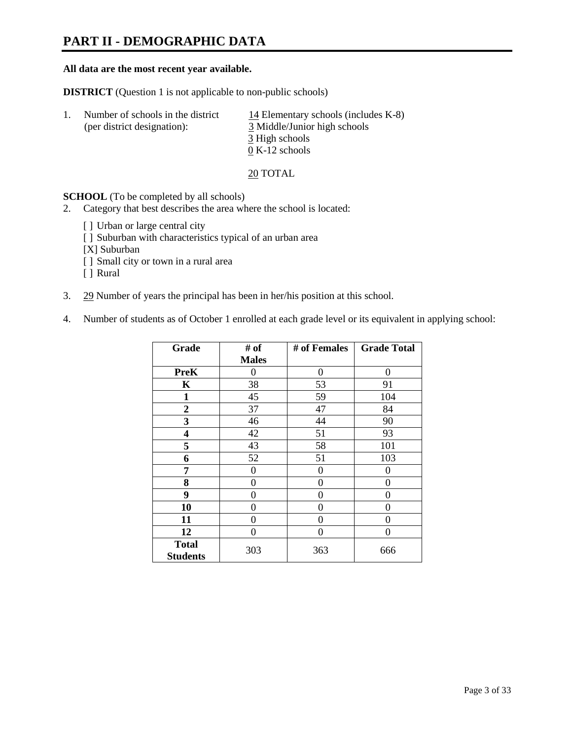# PART II - DEMOGRAPHIC DATA

**All data are the most recent year available.**

**DISTRICT** (Question 1 is not applicable to non-public schools)

1. Number of schools in the district (per district designation):
   - 14 Elementary schools (includes K-8)
   - 3 Middle/Junior high schools
   - 3 High schools
   - 0 K-12 schools

   20 TOTAL

**SCHOOL** (To be completed by all schools)

2. Category that best describes the area where the school is located:

   [ ] Urban or large central city
   [ ] Suburban with characteristics typical of an urban area
   [X] Suburban
   [ ] Small city or town in a rural area
   [ ] Rural

3. 29 Number of years the principal has been in her/his position at this school.

4. Number of students as of October 1 enrolled at each grade level or its equivalent in applying school:

| Grade | # of Males | # of Females | Grade Total |
|---|---|---|---|
| **PreK** | 0 | 0 | 0 |
| **K** | 38 | 53 | 91 |
| **1** | 45 | 59 | 104 |
| **2** | 37 | 47 | 84 |
| **3** | 46 | 44 | 90 |
| **4** | 42 | 51 | 93 |
| **5** | 43 | 58 | 101 |
| **6** | 52 | 51 | 103 |
| **7** | 0 | 0 | 0 |
| **8** | 0 | 0 | 0 |
| **9** | 0 | 0 | 0 |
| **10** | 0 | 0 | 0 |
| **11** | 0 | 0 | 0 |
| **12** | 0 | 0 | 0 |
| **Total Students** | 303 | 363 | 666 |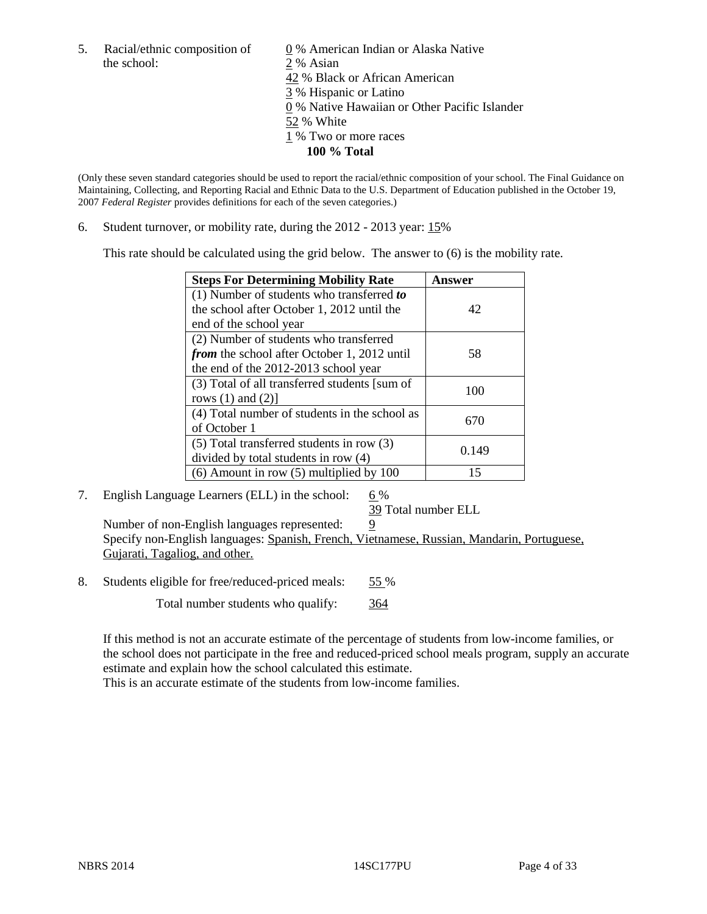5. Racial/ethnic composition of the school:

0 % American Indian or Alaska Native
2 % Asian
42 % Black or African American
3 % Hispanic or Latino
0 % Native Hawaiian or Other Pacific Islander
52 % White
1 % Two or more races
**100 % Total**

(Only these seven standard categories should be used to report the racial/ethnic composition of your school. The Final Guidance on Maintaining, Collecting, and Reporting Racial and Ethnic Data to the U.S. Department of Education published in the October 19, 2007 *Federal Register* provides definitions for each of the seven categories.)

6. Student turnover, or mobility rate, during the 2012 - 2013 year: 15%

This rate should be calculated using the grid below. The answer to (6) is the mobility rate.

| **Steps For Determining Mobility Rate** | **Answer** |
| --- | --- |
| (1) Number of students who transferred ***to*** the school after October 1, 2012 until the end of the school year | 42 |
| (2) Number of students who transferred ***from*** the school after October 1, 2012 until the end of the 2012-2013 school year | 58 |
| (3) Total of all transferred students [sum of rows (1) and (2)] | 100 |
| (4) Total number of students in the school as of October 1 | 670 |
| (5) Total transferred students in row (3) divided by total students in row (4) | 0.149 |
| (6) Amount in row (5) multiplied by 100 | 15 |

7. English Language Learners (ELL) in the school: 6 %

39 Total number ELL

Number of non-English languages represented: 9

Specify non-English languages: Spanish, French, Vietnamese, Russian, Mandarin, Portuguese, Gujarati, Tagaliog, and other.

8. Students eligible for free/reduced-priced meals: 55 %

Total number students who qualify: 364

If this method is not an accurate estimate of the percentage of students from low-income families, or the school does not participate in the free and reduced-priced school meals program, supply an accurate estimate and explain how the school calculated this estimate.

This is an accurate estimate of the students from low-income families.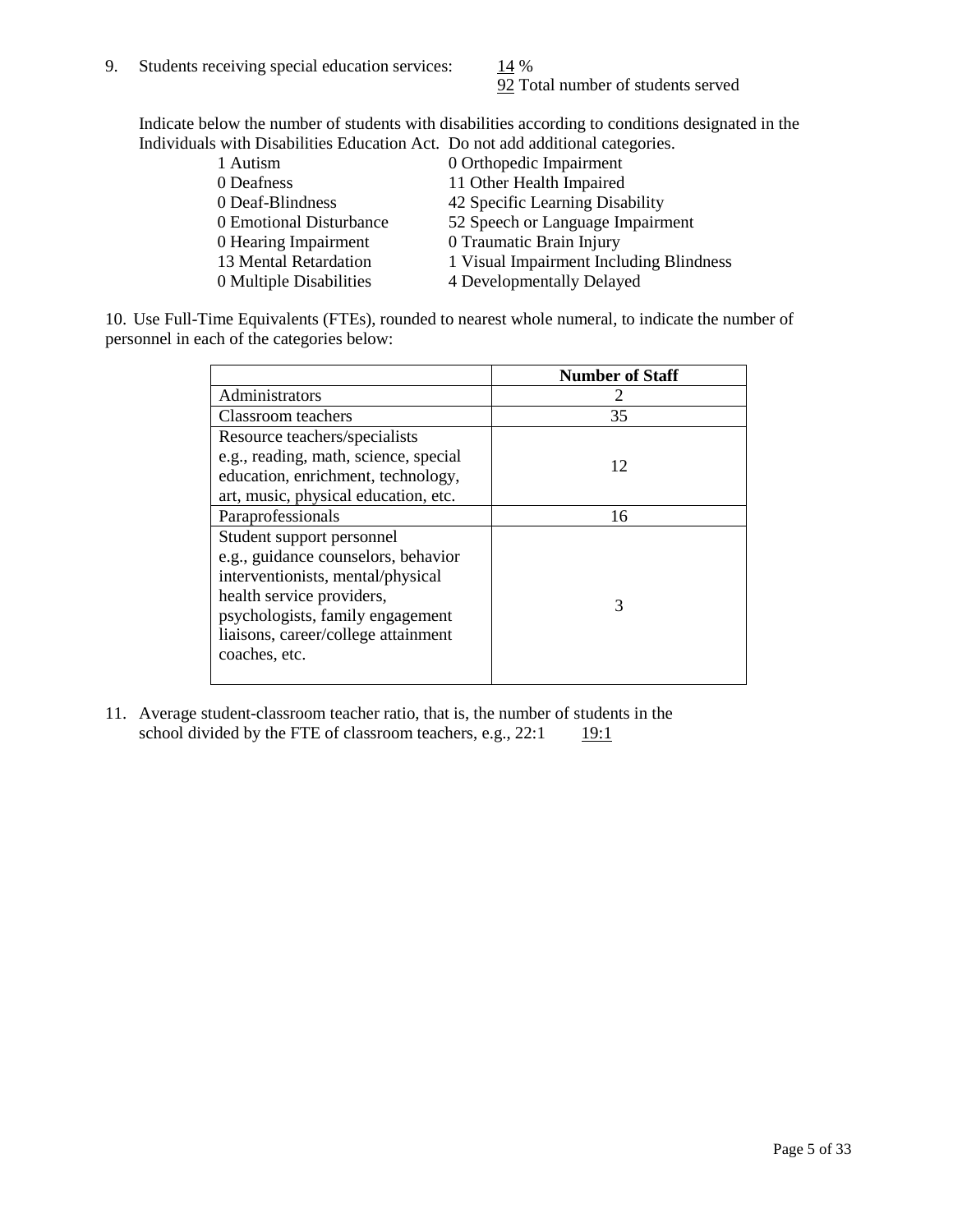9. Students receiving special education services: 14 %
   92 Total number of students served

Indicate below the number of students with disabilities according to conditions designated in the Individuals with Disabilities Education Act. Do not add additional categories.

| | |
|---|---|
| 1 Autism | 0 Orthopedic Impairment |
| 0 Deafness | 11 Other Health Impaired |
| 0 Deaf-Blindness | 42 Specific Learning Disability |
| 0 Emotional Disturbance | 52 Speech or Language Impairment |
| 0 Hearing Impairment | 0 Traumatic Brain Injury |
| 13 Mental Retardation | 1 Visual Impairment Including Blindness |
| 0 Multiple Disabilities | 4 Developmentally Delayed |

10. Use Full-Time Equivalents (FTEs), rounded to nearest whole numeral, to indicate the number of personnel in each of the categories below:

| | Number of Staff |
|---|---|
| Administrators | 2 |
| Classroom teachers | 35 |
| Resource teachers/specialists e.g., reading, math, science, special education, enrichment, technology, art, music, physical education, etc. | 12 |
| Paraprofessionals | 16 |
| Student support personnel e.g., guidance counselors, behavior interventionists, mental/physical health service providers, psychologists, family engagement liaisons, career/college attainment coaches, etc. | 3 |

11. Average student-classroom teacher ratio, that is, the number of students in the school divided by the FTE of classroom teachers, e.g., 22:1 19:1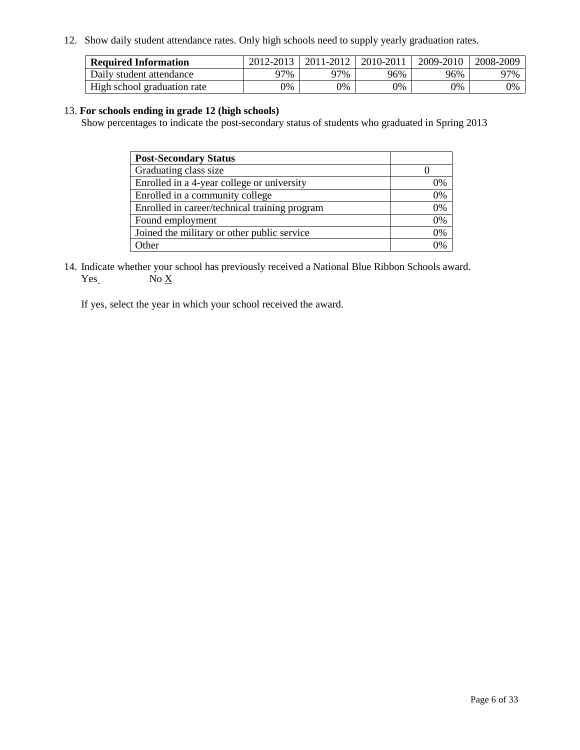12. Show daily student attendance rates. Only high schools need to supply yearly graduation rates.

| **Required Information** | 2012-2013 | 2011-2012 | 2010-2011 | 2009-2010 | 2008-2009 |
|---|---|---|---|---|---|
| Daily student attendance | 97% | 97% | 96% | 96% | 97% |
| High school graduation rate | 0% | 0% | 0% | 0% | 0% |

13. **For schools ending in grade 12 (high schools)**
Show percentages to indicate the post-secondary status of students who graduated in Spring 2013

| **Post-Secondary Status** | |
|---|---|
| Graduating class size | 0 |
| Enrolled in a 4-year college or university | 0% |
| Enrolled in a community college | 0% |
| Enrolled in career/technical training program | 0% |
| Found employment | 0% |
| Joined the military or other public service | 0% |
| Other | 0% |

14. Indicate whether your school has previously received a National Blue Ribbon Schools award.
Yes      No X

If yes, select the year in which your school received the award.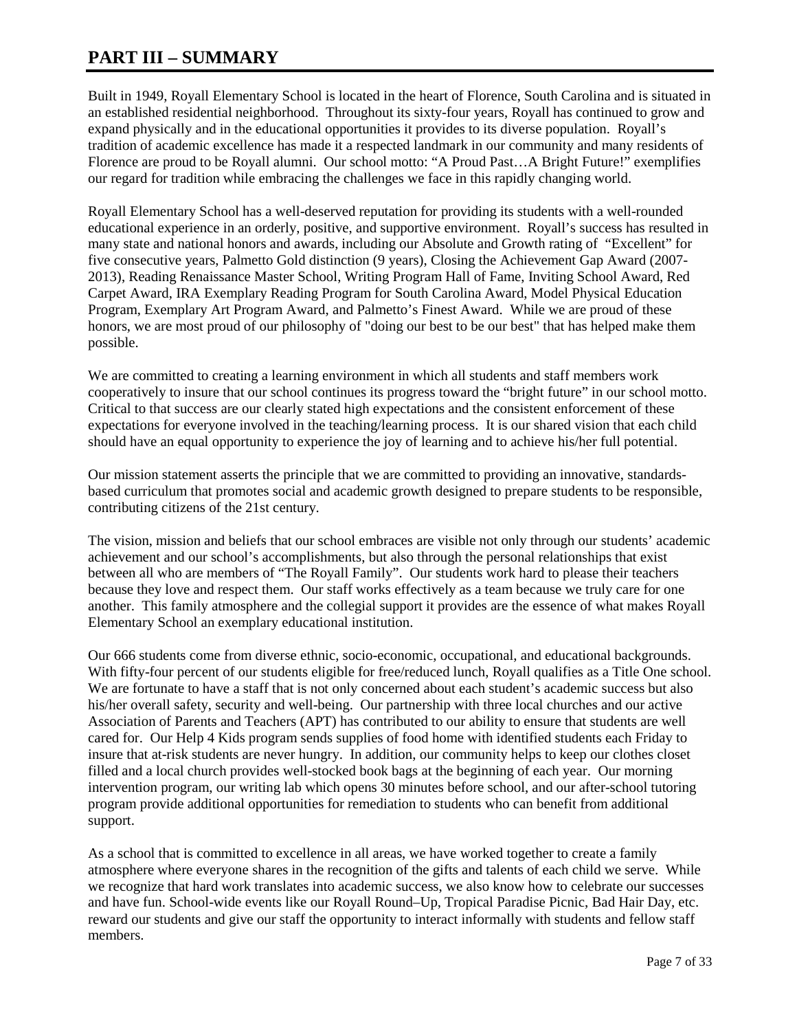# PART III – SUMMARY

Built in 1949, Royall Elementary School is located in the heart of Florence, South Carolina and is situated in an established residential neighborhood. Throughout its sixty-four years, Royall has continued to grow and expand physically and in the educational opportunities it provides to its diverse population. Royall's tradition of academic excellence has made it a respected landmark in our community and many residents of Florence are proud to be Royall alumni. Our school motto: "A Proud Past…A Bright Future!" exemplifies our regard for tradition while embracing the challenges we face in this rapidly changing world.

Royall Elementary School has a well-deserved reputation for providing its students with a well-rounded educational experience in an orderly, positive, and supportive environment. Royall's success has resulted in many state and national honors and awards, including our Absolute and Growth rating of "Excellent" for five consecutive years, Palmetto Gold distinction (9 years), Closing the Achievement Gap Award (2007-2013), Reading Renaissance Master School, Writing Program Hall of Fame, Inviting School Award, Red Carpet Award, IRA Exemplary Reading Program for South Carolina Award, Model Physical Education Program, Exemplary Art Program Award, and Palmetto's Finest Award. While we are proud of these honors, we are most proud of our philosophy of "doing our best to be our best" that has helped make them possible.

We are committed to creating a learning environment in which all students and staff members work cooperatively to insure that our school continues its progress toward the "bright future" in our school motto. Critical to that success are our clearly stated high expectations and the consistent enforcement of these expectations for everyone involved in the teaching/learning process. It is our shared vision that each child should have an equal opportunity to experience the joy of learning and to achieve his/her full potential.

Our mission statement asserts the principle that we are committed to providing an innovative, standards-based curriculum that promotes social and academic growth designed to prepare students to be responsible, contributing citizens of the 21st century.

The vision, mission and beliefs that our school embraces are visible not only through our students' academic achievement and our school's accomplishments, but also through the personal relationships that exist between all who are members of "The Royall Family". Our students work hard to please their teachers because they love and respect them. Our staff works effectively as a team because we truly care for one another. This family atmosphere and the collegial support it provides are the essence of what makes Royall Elementary School an exemplary educational institution.

Our 666 students come from diverse ethnic, socio-economic, occupational, and educational backgrounds. With fifty-four percent of our students eligible for free/reduced lunch, Royall qualifies as a Title One school. We are fortunate to have a staff that is not only concerned about each student's academic success but also his/her overall safety, security and well-being. Our partnership with three local churches and our active Association of Parents and Teachers (APT) has contributed to our ability to ensure that students are well cared for. Our Help 4 Kids program sends supplies of food home with identified students each Friday to insure that at-risk students are never hungry. In addition, our community helps to keep our clothes closet filled and a local church provides well-stocked book bags at the beginning of each year. Our morning intervention program, our writing lab which opens 30 minutes before school, and our after-school tutoring program provide additional opportunities for remediation to students who can benefit from additional support.

As a school that is committed to excellence in all areas, we have worked together to create a family atmosphere where everyone shares in the recognition of the gifts and talents of each child we serve. While we recognize that hard work translates into academic success, we also know how to celebrate our successes and have fun. School-wide events like our Royall Round–Up, Tropical Paradise Picnic, Bad Hair Day, etc. reward our students and give our staff the opportunity to interact informally with students and fellow staff members.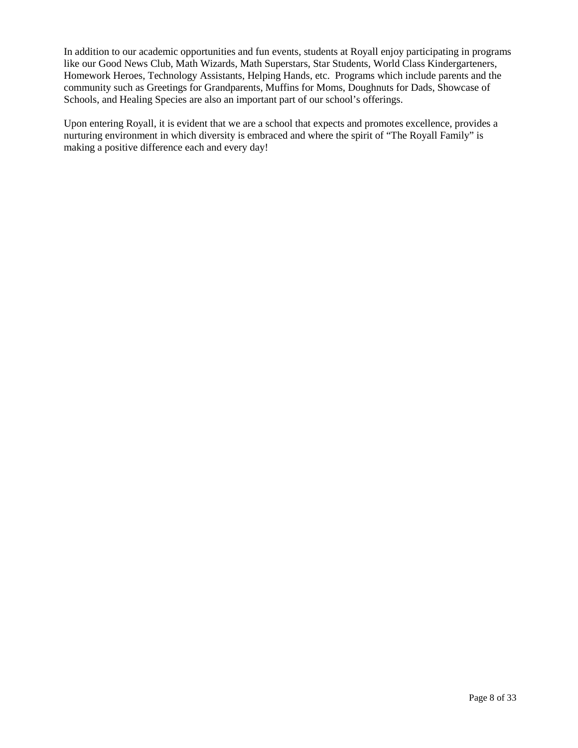In addition to our academic opportunities and fun events, students at Royall enjoy participating in programs like our Good News Club, Math Wizards, Math Superstars, Star Students, World Class Kindergarteners, Homework Heroes, Technology Assistants, Helping Hands, etc. Programs which include parents and the community such as Greetings for Grandparents, Muffins for Moms, Doughnuts for Dads, Showcase of Schools, and Healing Species are also an important part of our school's offerings.

Upon entering Royall, it is evident that we are a school that expects and promotes excellence, provides a nurturing environment in which diversity is embraced and where the spirit of "The Royall Family" is making a positive difference each and every day!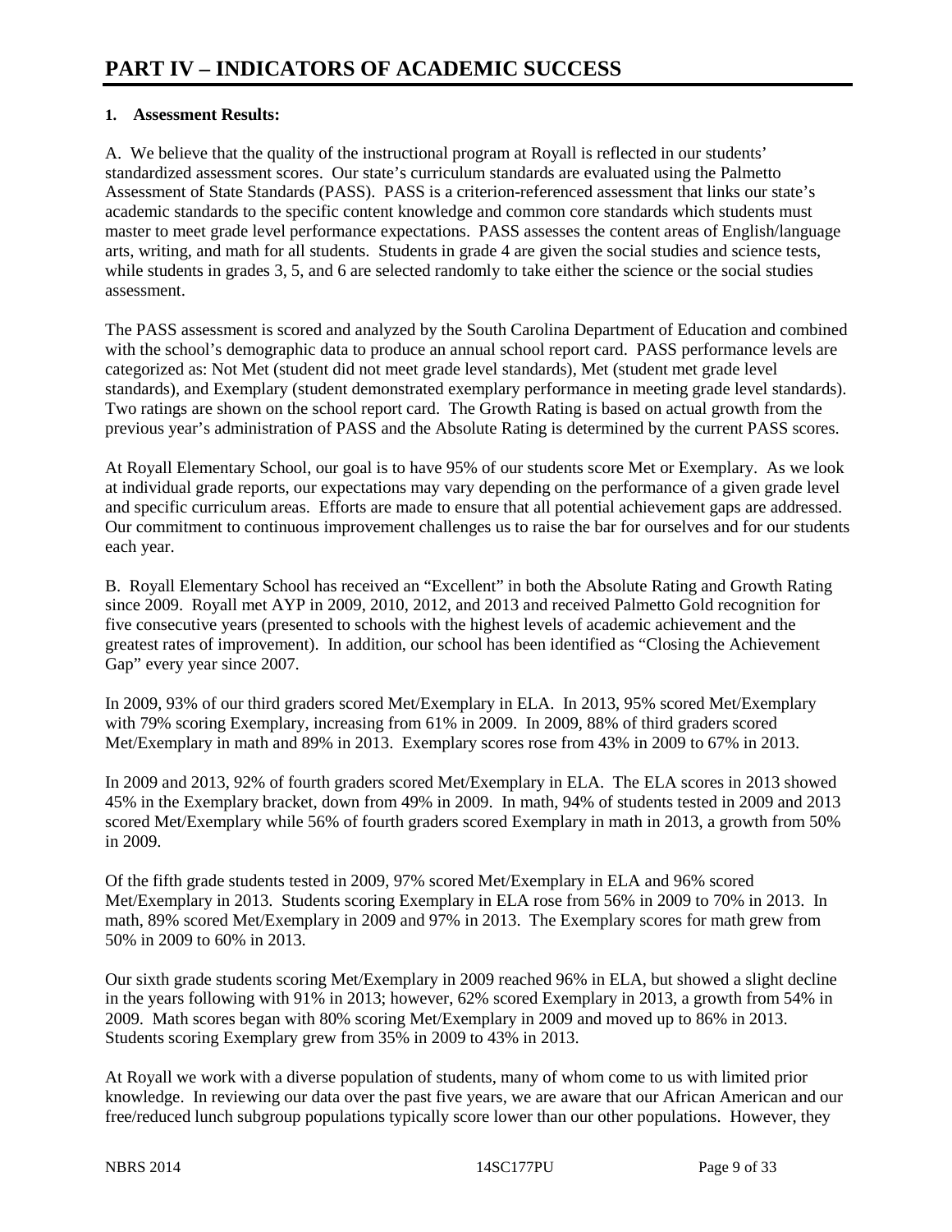# PART IV – INDICATORS OF ACADEMIC SUCCESS

**1. Assessment Results:**

A. We believe that the quality of the instructional program at Royall is reflected in our students' standardized assessment scores. Our state's curriculum standards are evaluated using the Palmetto Assessment of State Standards (PASS). PASS is a criterion-referenced assessment that links our state's academic standards to the specific content knowledge and common core standards which students must master to meet grade level performance expectations. PASS assesses the content areas of English/language arts, writing, and math for all students. Students in grade 4 are given the social studies and science tests, while students in grades 3, 5, and 6 are selected randomly to take either the science or the social studies assessment.

The PASS assessment is scored and analyzed by the South Carolina Department of Education and combined with the school's demographic data to produce an annual school report card. PASS performance levels are categorized as: Not Met (student did not meet grade level standards), Met (student met grade level standards), and Exemplary (student demonstrated exemplary performance in meeting grade level standards). Two ratings are shown on the school report card. The Growth Rating is based on actual growth from the previous year's administration of PASS and the Absolute Rating is determined by the current PASS scores.

At Royall Elementary School, our goal is to have 95% of our students score Met or Exemplary. As we look at individual grade reports, our expectations may vary depending on the performance of a given grade level and specific curriculum areas. Efforts are made to ensure that all potential achievement gaps are addressed. Our commitment to continuous improvement challenges us to raise the bar for ourselves and for our students each year.

B. Royall Elementary School has received an "Excellent" in both the Absolute Rating and Growth Rating since 2009. Royall met AYP in 2009, 2010, 2012, and 2013 and received Palmetto Gold recognition for five consecutive years (presented to schools with the highest levels of academic achievement and the greatest rates of improvement). In addition, our school has been identified as "Closing the Achievement Gap" every year since 2007.

In 2009, 93% of our third graders scored Met/Exemplary in ELA. In 2013, 95% scored Met/Exemplary with 79% scoring Exemplary, increasing from 61% in 2009. In 2009, 88% of third graders scored Met/Exemplary in math and 89% in 2013. Exemplary scores rose from 43% in 2009 to 67% in 2013.

In 2009 and 2013, 92% of fourth graders scored Met/Exemplary in ELA. The ELA scores in 2013 showed 45% in the Exemplary bracket, down from 49% in 2009. In math, 94% of students tested in 2009 and 2013 scored Met/Exemplary while 56% of fourth graders scored Exemplary in math in 2013, a growth from 50% in 2009.

Of the fifth grade students tested in 2009, 97% scored Met/Exemplary in ELA and 96% scored Met/Exemplary in 2013. Students scoring Exemplary in ELA rose from 56% in 2009 to 70% in 2013. In math, 89% scored Met/Exemplary in 2009 and 97% in 2013. The Exemplary scores for math grew from 50% in 2009 to 60% in 2013.

Our sixth grade students scoring Met/Exemplary in 2009 reached 96% in ELA, but showed a slight decline in the years following with 91% in 2013; however, 62% scored Exemplary in 2013, a growth from 54% in 2009. Math scores began with 80% scoring Met/Exemplary in 2009 and moved up to 86% in 2013. Students scoring Exemplary grew from 35% in 2009 to 43% in 2013.

At Royall we work with a diverse population of students, many of whom come to us with limited prior knowledge. In reviewing our data over the past five years, we are aware that our African American and our free/reduced lunch subgroup populations typically score lower than our other populations. However, they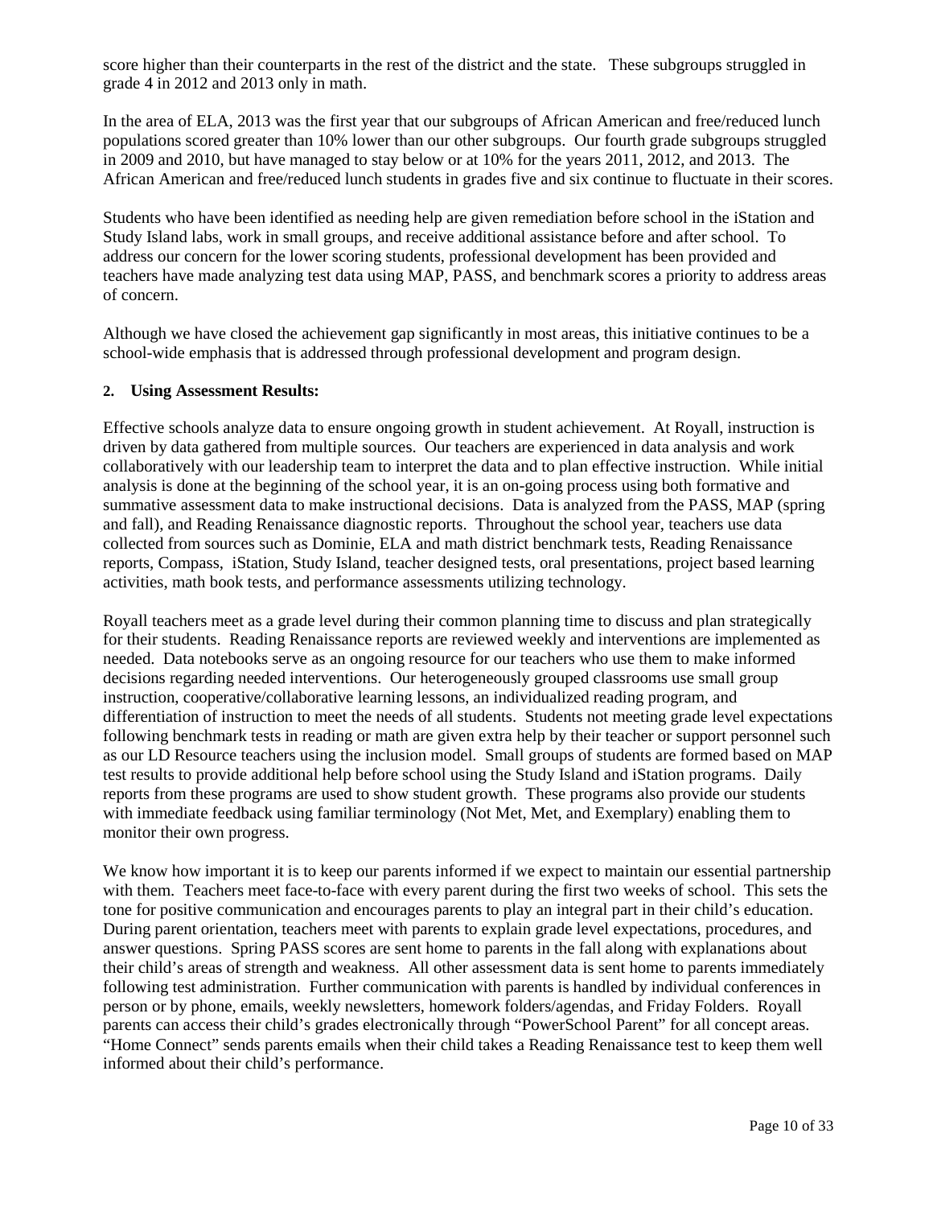score higher than their counterparts in the rest of the district and the state. These subgroups struggled in grade 4 in 2012 and 2013 only in math.

In the area of ELA, 2013 was the first year that our subgroups of African American and free/reduced lunch populations scored greater than 10% lower than our other subgroups. Our fourth grade subgroups struggled in 2009 and 2010, but have managed to stay below or at 10% for the years 2011, 2012, and 2013. The African American and free/reduced lunch students in grades five and six continue to fluctuate in their scores.

Students who have been identified as needing help are given remediation before school in the iStation and Study Island labs, work in small groups, and receive additional assistance before and after school. To address our concern for the lower scoring students, professional development has been provided and teachers have made analyzing test data using MAP, PASS, and benchmark scores a priority to address areas of concern.

Although we have closed the achievement gap significantly in most areas, this initiative continues to be a school-wide emphasis that is addressed through professional development and program design.

**2. Using Assessment Results:**

Effective schools analyze data to ensure ongoing growth in student achievement. At Royall, instruction is driven by data gathered from multiple sources. Our teachers are experienced in data analysis and work collaboratively with our leadership team to interpret the data and to plan effective instruction. While initial analysis is done at the beginning of the school year, it is an on-going process using both formative and summative assessment data to make instructional decisions. Data is analyzed from the PASS, MAP (spring and fall), and Reading Renaissance diagnostic reports. Throughout the school year, teachers use data collected from sources such as Dominie, ELA and math district benchmark tests, Reading Renaissance reports, Compass, iStation, Study Island, teacher designed tests, oral presentations, project based learning activities, math book tests, and performance assessments utilizing technology.

Royall teachers meet as a grade level during their common planning time to discuss and plan strategically for their students. Reading Renaissance reports are reviewed weekly and interventions are implemented as needed. Data notebooks serve as an ongoing resource for our teachers who use them to make informed decisions regarding needed interventions. Our heterogeneously grouped classrooms use small group instruction, cooperative/collaborative learning lessons, an individualized reading program, and differentiation of instruction to meet the needs of all students. Students not meeting grade level expectations following benchmark tests in reading or math are given extra help by their teacher or support personnel such as our LD Resource teachers using the inclusion model. Small groups of students are formed based on MAP test results to provide additional help before school using the Study Island and iStation programs. Daily reports from these programs are used to show student growth. These programs also provide our students with immediate feedback using familiar terminology (Not Met, Met, and Exemplary) enabling them to monitor their own progress.

We know how important it is to keep our parents informed if we expect to maintain our essential partnership with them. Teachers meet face-to-face with every parent during the first two weeks of school. This sets the tone for positive communication and encourages parents to play an integral part in their child's education. During parent orientation, teachers meet with parents to explain grade level expectations, procedures, and answer questions. Spring PASS scores are sent home to parents in the fall along with explanations about their child's areas of strength and weakness. All other assessment data is sent home to parents immediately following test administration. Further communication with parents is handled by individual conferences in person or by phone, emails, weekly newsletters, homework folders/agendas, and Friday Folders. Royall parents can access their child's grades electronically through "PowerSchool Parent" for all concept areas. "Home Connect" sends parents emails when their child takes a Reading Renaissance test to keep them well informed about their child's performance.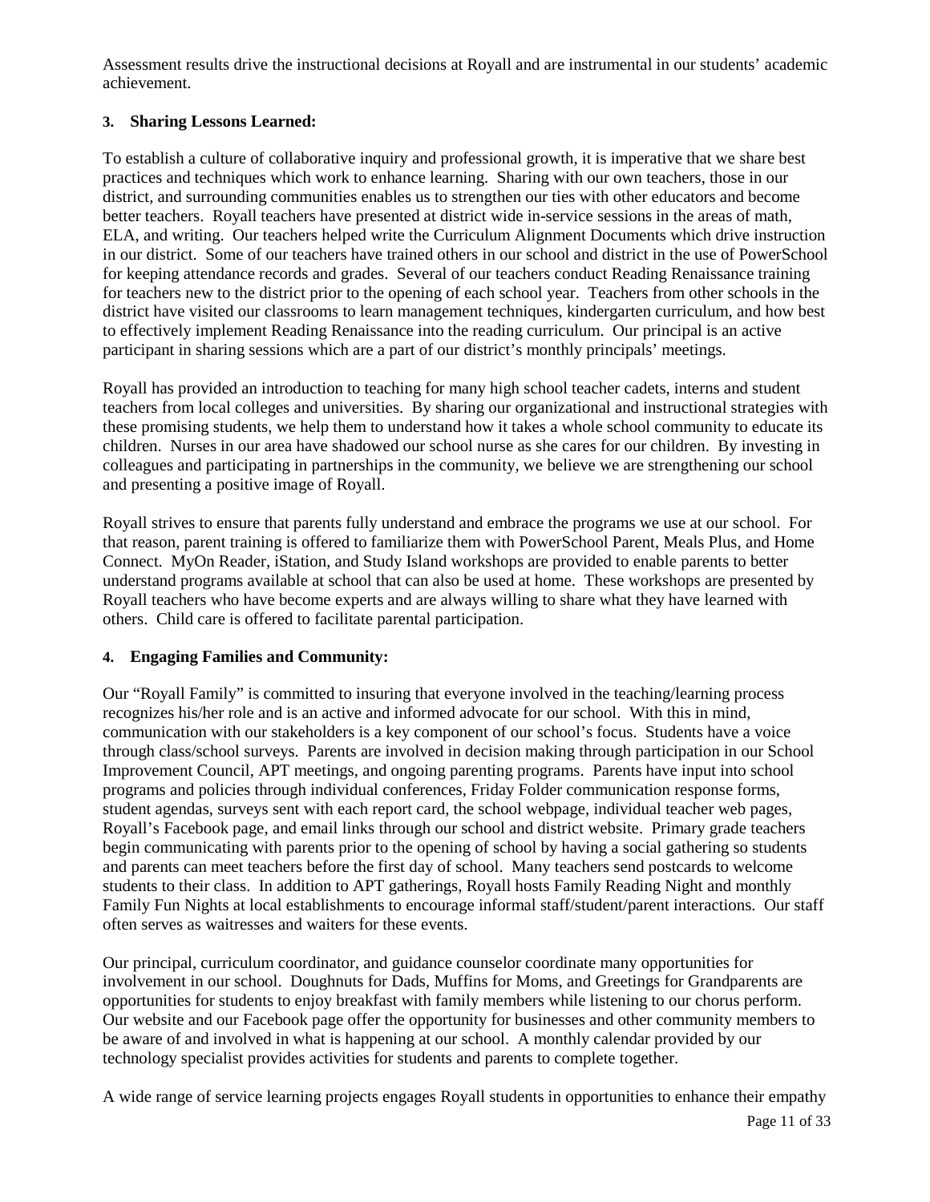Assessment results drive the instructional decisions at Royall and are instrumental in our students' academic achievement.

**3. Sharing Lessons Learned:**

To establish a culture of collaborative inquiry and professional growth, it is imperative that we share best practices and techniques which work to enhance learning. Sharing with our own teachers, those in our district, and surrounding communities enables us to strengthen our ties with other educators and become better teachers. Royall teachers have presented at district wide in-service sessions in the areas of math, ELA, and writing. Our teachers helped write the Curriculum Alignment Documents which drive instruction in our district. Some of our teachers have trained others in our school and district in the use of PowerSchool for keeping attendance records and grades. Several of our teachers conduct Reading Renaissance training for teachers new to the district prior to the opening of each school year. Teachers from other schools in the district have visited our classrooms to learn management techniques, kindergarten curriculum, and how best to effectively implement Reading Renaissance into the reading curriculum. Our principal is an active participant in sharing sessions which are a part of our district's monthly principals' meetings.

Royall has provided an introduction to teaching for many high school teacher cadets, interns and student teachers from local colleges and universities. By sharing our organizational and instructional strategies with these promising students, we help them to understand how it takes a whole school community to educate its children. Nurses in our area have shadowed our school nurse as she cares for our children. By investing in colleagues and participating in partnerships in the community, we believe we are strengthening our school and presenting a positive image of Royall.

Royall strives to ensure that parents fully understand and embrace the programs we use at our school. For that reason, parent training is offered to familiarize them with PowerSchool Parent, Meals Plus, and Home Connect. MyOn Reader, iStation, and Study Island workshops are provided to enable parents to better understand programs available at school that can also be used at home. These workshops are presented by Royall teachers who have become experts and are always willing to share what they have learned with others. Child care is offered to facilitate parental participation.

**4. Engaging Families and Community:**

Our "Royall Family" is committed to insuring that everyone involved in the teaching/learning process recognizes his/her role and is an active and informed advocate for our school. With this in mind, communication with our stakeholders is a key component of our school's focus. Students have a voice through class/school surveys. Parents are involved in decision making through participation in our School Improvement Council, APT meetings, and ongoing parenting programs. Parents have input into school programs and policies through individual conferences, Friday Folder communication response forms, student agendas, surveys sent with each report card, the school webpage, individual teacher web pages, Royall's Facebook page, and email links through our school and district website. Primary grade teachers begin communicating with parents prior to the opening of school by having a social gathering so students and parents can meet teachers before the first day of school. Many teachers send postcards to welcome students to their class. In addition to APT gatherings, Royall hosts Family Reading Night and monthly Family Fun Nights at local establishments to encourage informal staff/student/parent interactions. Our staff often serves as waitresses and waiters for these events.

Our principal, curriculum coordinator, and guidance counselor coordinate many opportunities for involvement in our school. Doughnuts for Dads, Muffins for Moms, and Greetings for Grandparents are opportunities for students to enjoy breakfast with family members while listening to our chorus perform. Our website and our Facebook page offer the opportunity for businesses and other community members to be aware of and involved in what is happening at our school. A monthly calendar provided by our technology specialist provides activities for students and parents to complete together.

A wide range of service learning projects engages Royall students in opportunities to enhance their empathy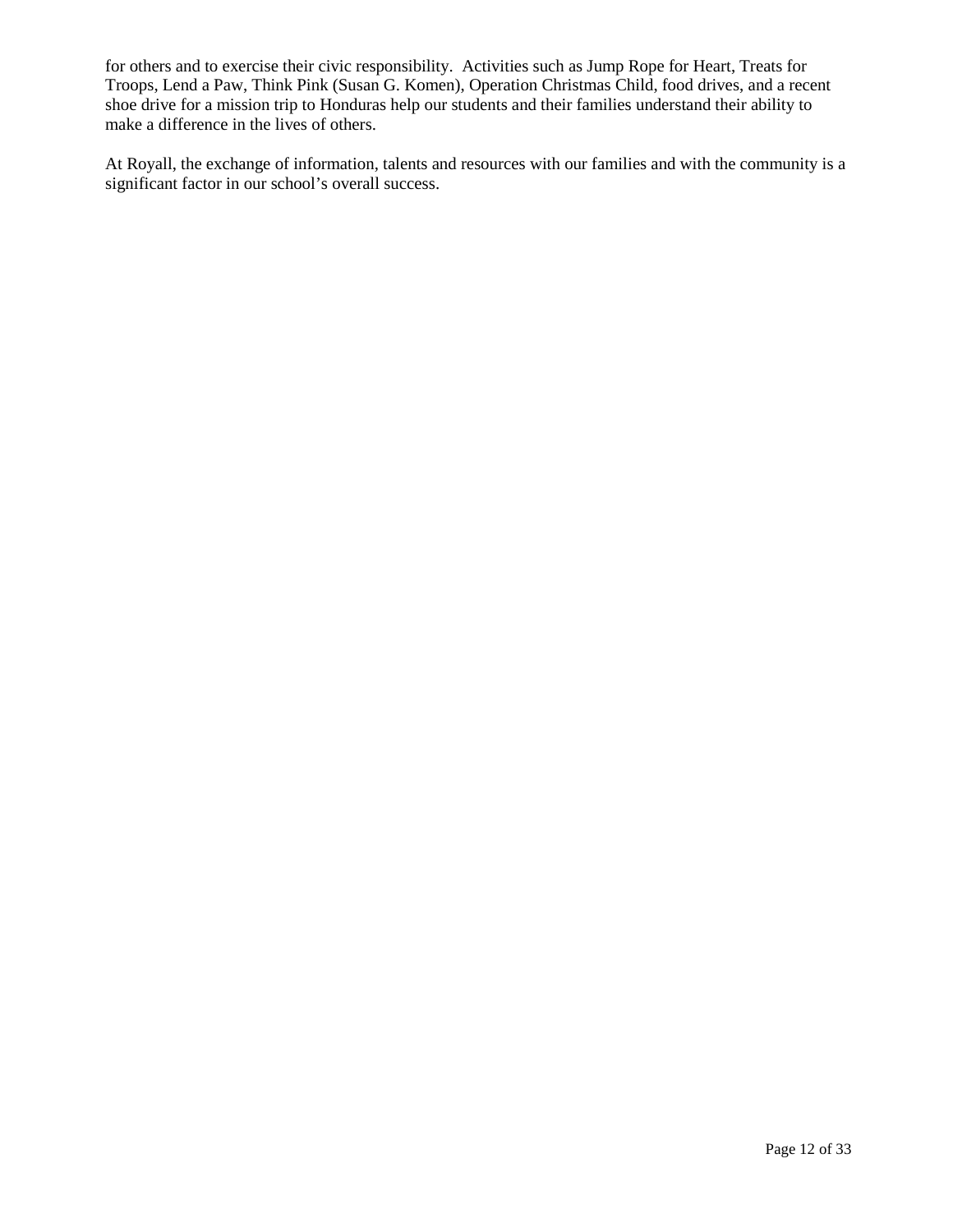for others and to exercise their civic responsibility. Activities such as Jump Rope for Heart, Treats for Troops, Lend a Paw, Think Pink (Susan G. Komen), Operation Christmas Child, food drives, and a recent shoe drive for a mission trip to Honduras help our students and their families understand their ability to make a difference in the lives of others.

At Royall, the exchange of information, talents and resources with our families and with the community is a significant factor in our school's overall success.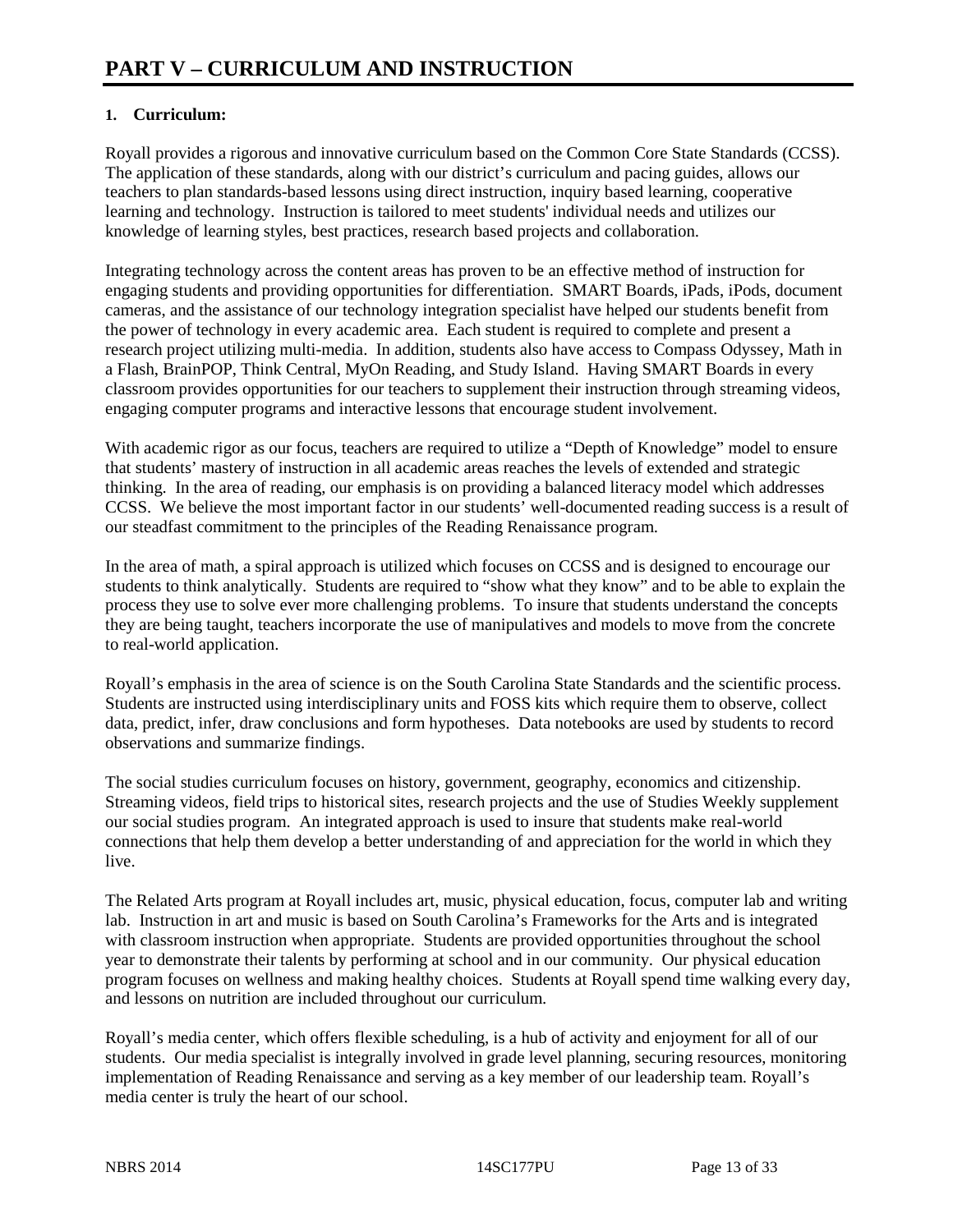# PART V – CURRICULUM AND INSTRUCTION

**1. Curriculum:**

Royall provides a rigorous and innovative curriculum based on the Common Core State Standards (CCSS). The application of these standards, along with our district's curriculum and pacing guides, allows our teachers to plan standards-based lessons using direct instruction, inquiry based learning, cooperative learning and technology. Instruction is tailored to meet students' individual needs and utilizes our knowledge of learning styles, best practices, research based projects and collaboration.

Integrating technology across the content areas has proven to be an effective method of instruction for engaging students and providing opportunities for differentiation. SMART Boards, iPads, iPods, document cameras, and the assistance of our technology integration specialist have helped our students benefit from the power of technology in every academic area. Each student is required to complete and present a research project utilizing multi-media. In addition, students also have access to Compass Odyssey, Math in a Flash, BrainPOP, Think Central, MyOn Reading, and Study Island. Having SMART Boards in every classroom provides opportunities for our teachers to supplement their instruction through streaming videos, engaging computer programs and interactive lessons that encourage student involvement.

With academic rigor as our focus, teachers are required to utilize a "Depth of Knowledge" model to ensure that students' mastery of instruction in all academic areas reaches the levels of extended and strategic thinking. In the area of reading, our emphasis is on providing a balanced literacy model which addresses CCSS. We believe the most important factor in our students' well-documented reading success is a result of our steadfast commitment to the principles of the Reading Renaissance program.

In the area of math, a spiral approach is utilized which focuses on CCSS and is designed to encourage our students to think analytically. Students are required to "show what they know" and to be able to explain the process they use to solve ever more challenging problems. To insure that students understand the concepts they are being taught, teachers incorporate the use of manipulatives and models to move from the concrete to real-world application.

Royall's emphasis in the area of science is on the South Carolina State Standards and the scientific process. Students are instructed using interdisciplinary units and FOSS kits which require them to observe, collect data, predict, infer, draw conclusions and form hypotheses. Data notebooks are used by students to record observations and summarize findings.

The social studies curriculum focuses on history, government, geography, economics and citizenship. Streaming videos, field trips to historical sites, research projects and the use of Studies Weekly supplement our social studies program. An integrated approach is used to insure that students make real-world connections that help them develop a better understanding of and appreciation for the world in which they live.

The Related Arts program at Royall includes art, music, physical education, focus, computer lab and writing lab. Instruction in art and music is based on South Carolina's Frameworks for the Arts and is integrated with classroom instruction when appropriate. Students are provided opportunities throughout the school year to demonstrate their talents by performing at school and in our community. Our physical education program focuses on wellness and making healthy choices. Students at Royall spend time walking every day, and lessons on nutrition are included throughout our curriculum.

Royall's media center, which offers flexible scheduling, is a hub of activity and enjoyment for all of our students. Our media specialist is integrally involved in grade level planning, securing resources, monitoring implementation of Reading Renaissance and serving as a key member of our leadership team. Royall's media center is truly the heart of our school.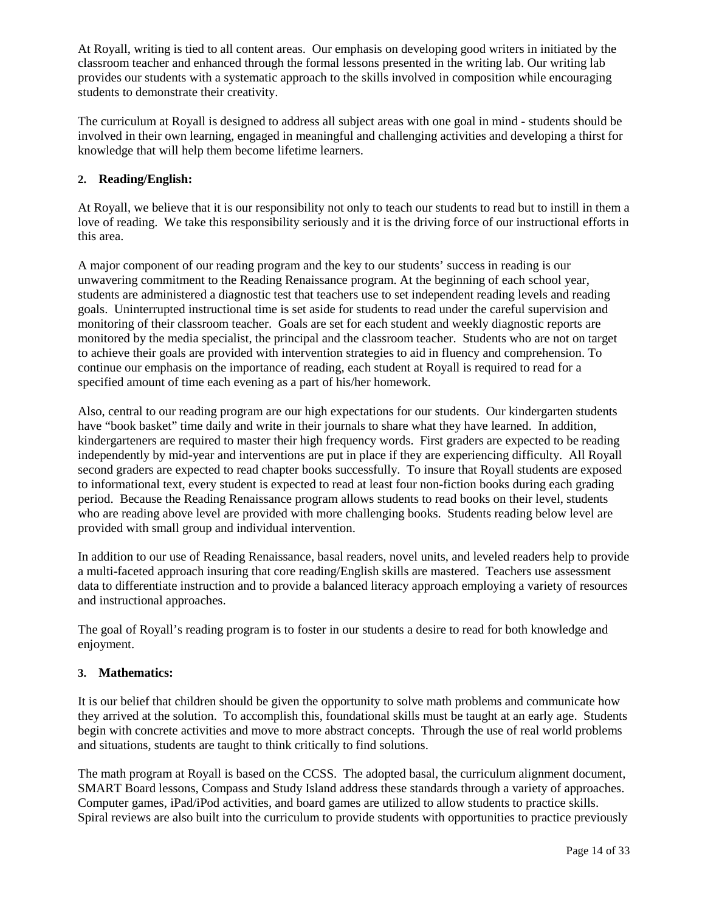At Royall, writing is tied to all content areas. Our emphasis on developing good writers in initiated by the classroom teacher and enhanced through the formal lessons presented in the writing lab. Our writing lab provides our students with a systematic approach to the skills involved in composition while encouraging students to demonstrate their creativity.

The curriculum at Royall is designed to address all subject areas with one goal in mind - students should be involved in their own learning, engaged in meaningful and challenging activities and developing a thirst for knowledge that will help them become lifetime learners.

**2. Reading/English:**

At Royall, we believe that it is our responsibility not only to teach our students to read but to instill in them a love of reading. We take this responsibility seriously and it is the driving force of our instructional efforts in this area.

A major component of our reading program and the key to our students' success in reading is our unwavering commitment to the Reading Renaissance program. At the beginning of each school year, students are administered a diagnostic test that teachers use to set independent reading levels and reading goals. Uninterrupted instructional time is set aside for students to read under the careful supervision and monitoring of their classroom teacher. Goals are set for each student and weekly diagnostic reports are monitored by the media specialist, the principal and the classroom teacher. Students who are not on target to achieve their goals are provided with intervention strategies to aid in fluency and comprehension. To continue our emphasis on the importance of reading, each student at Royall is required to read for a specified amount of time each evening as a part of his/her homework.

Also, central to our reading program are our high expectations for our students. Our kindergarten students have "book basket" time daily and write in their journals to share what they have learned. In addition, kindergarteners are required to master their high frequency words. First graders are expected to be reading independently by mid-year and interventions are put in place if they are experiencing difficulty. All Royall second graders are expected to read chapter books successfully. To insure that Royall students are exposed to informational text, every student is expected to read at least four non-fiction books during each grading period. Because the Reading Renaissance program allows students to read books on their level, students who are reading above level are provided with more challenging books. Students reading below level are provided with small group and individual intervention.

In addition to our use of Reading Renaissance, basal readers, novel units, and leveled readers help to provide a multi-faceted approach insuring that core reading/English skills are mastered. Teachers use assessment data to differentiate instruction and to provide a balanced literacy approach employing a variety of resources and instructional approaches.

The goal of Royall's reading program is to foster in our students a desire to read for both knowledge and enjoyment.

**3. Mathematics:**

It is our belief that children should be given the opportunity to solve math problems and communicate how they arrived at the solution. To accomplish this, foundational skills must be taught at an early age. Students begin with concrete activities and move to more abstract concepts. Through the use of real world problems and situations, students are taught to think critically to find solutions.

The math program at Royall is based on the CCSS. The adopted basal, the curriculum alignment document, SMART Board lessons, Compass and Study Island address these standards through a variety of approaches. Computer games, iPad/iPod activities, and board games are utilized to allow students to practice skills. Spiral reviews are also built into the curriculum to provide students with opportunities to practice previously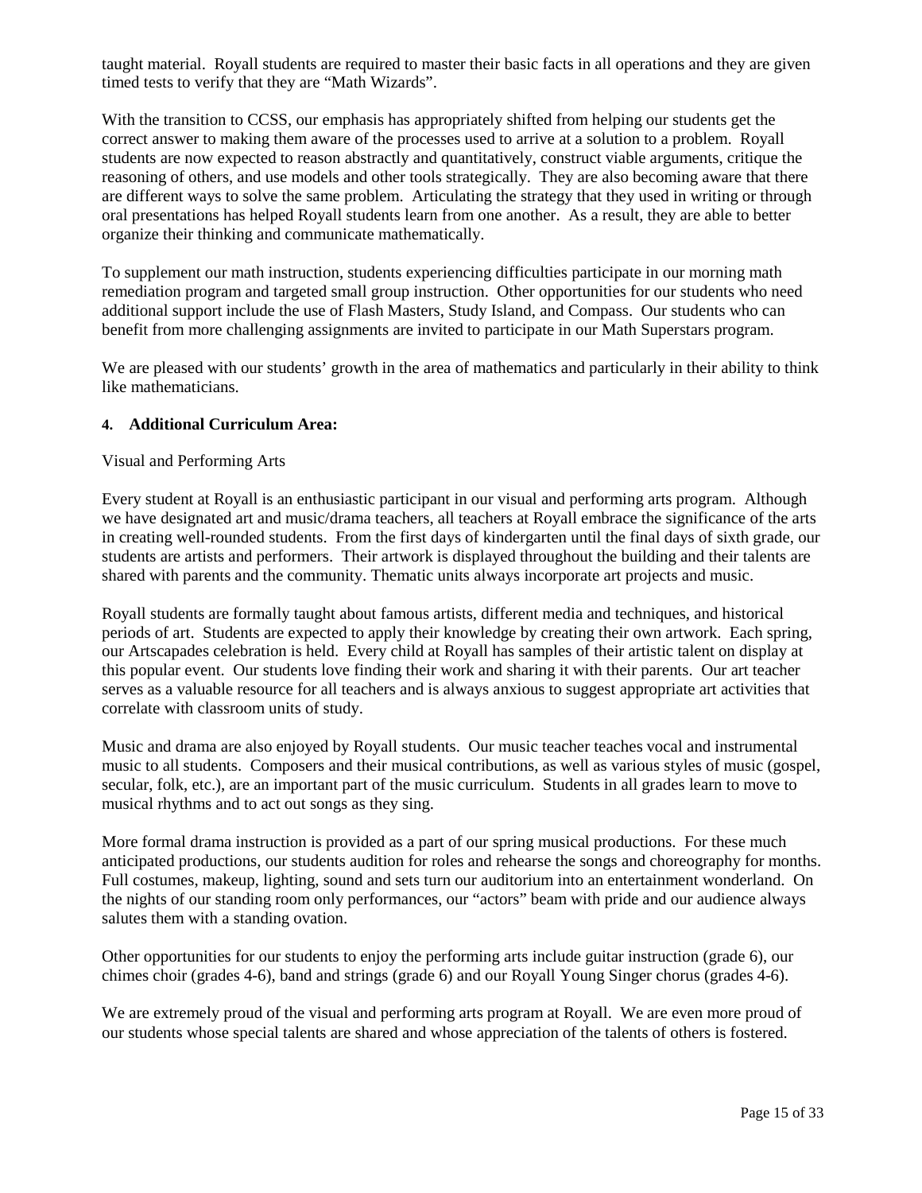taught material. Royall students are required to master their basic facts in all operations and they are given timed tests to verify that they are "Math Wizards".

With the transition to CCSS, our emphasis has appropriately shifted from helping our students get the correct answer to making them aware of the processes used to arrive at a solution to a problem. Royall students are now expected to reason abstractly and quantitatively, construct viable arguments, critique the reasoning of others, and use models and other tools strategically. They are also becoming aware that there are different ways to solve the same problem. Articulating the strategy that they used in writing or through oral presentations has helped Royall students learn from one another. As a result, they are able to better organize their thinking and communicate mathematically.

To supplement our math instruction, students experiencing difficulties participate in our morning math remediation program and targeted small group instruction. Other opportunities for our students who need additional support include the use of Flash Masters, Study Island, and Compass. Our students who can benefit from more challenging assignments are invited to participate in our Math Superstars program.

We are pleased with our students' growth in the area of mathematics and particularly in their ability to think like mathematicians.

**4. Additional Curriculum Area:**

Visual and Performing Arts

Every student at Royall is an enthusiastic participant in our visual and performing arts program. Although we have designated art and music/drama teachers, all teachers at Royall embrace the significance of the arts in creating well-rounded students. From the first days of kindergarten until the final days of sixth grade, our students are artists and performers. Their artwork is displayed throughout the building and their talents are shared with parents and the community. Thematic units always incorporate art projects and music.

Royall students are formally taught about famous artists, different media and techniques, and historical periods of art. Students are expected to apply their knowledge by creating their own artwork. Each spring, our Artscapades celebration is held. Every child at Royall has samples of their artistic talent on display at this popular event. Our students love finding their work and sharing it with their parents. Our art teacher serves as a valuable resource for all teachers and is always anxious to suggest appropriate art activities that correlate with classroom units of study.

Music and drama are also enjoyed by Royall students. Our music teacher teaches vocal and instrumental music to all students. Composers and their musical contributions, as well as various styles of music (gospel, secular, folk, etc.), are an important part of the music curriculum. Students in all grades learn to move to musical rhythms and to act out songs as they sing.

More formal drama instruction is provided as a part of our spring musical productions. For these much anticipated productions, our students audition for roles and rehearse the songs and choreography for months. Full costumes, makeup, lighting, sound and sets turn our auditorium into an entertainment wonderland. On the nights of our standing room only performances, our "actors" beam with pride and our audience always salutes them with a standing ovation.

Other opportunities for our students to enjoy the performing arts include guitar instruction (grade 6), our chimes choir (grades 4-6), band and strings (grade 6) and our Royall Young Singer chorus (grades 4-6).

We are extremely proud of the visual and performing arts program at Royall. We are even more proud of our students whose special talents are shared and whose appreciation of the talents of others is fostered.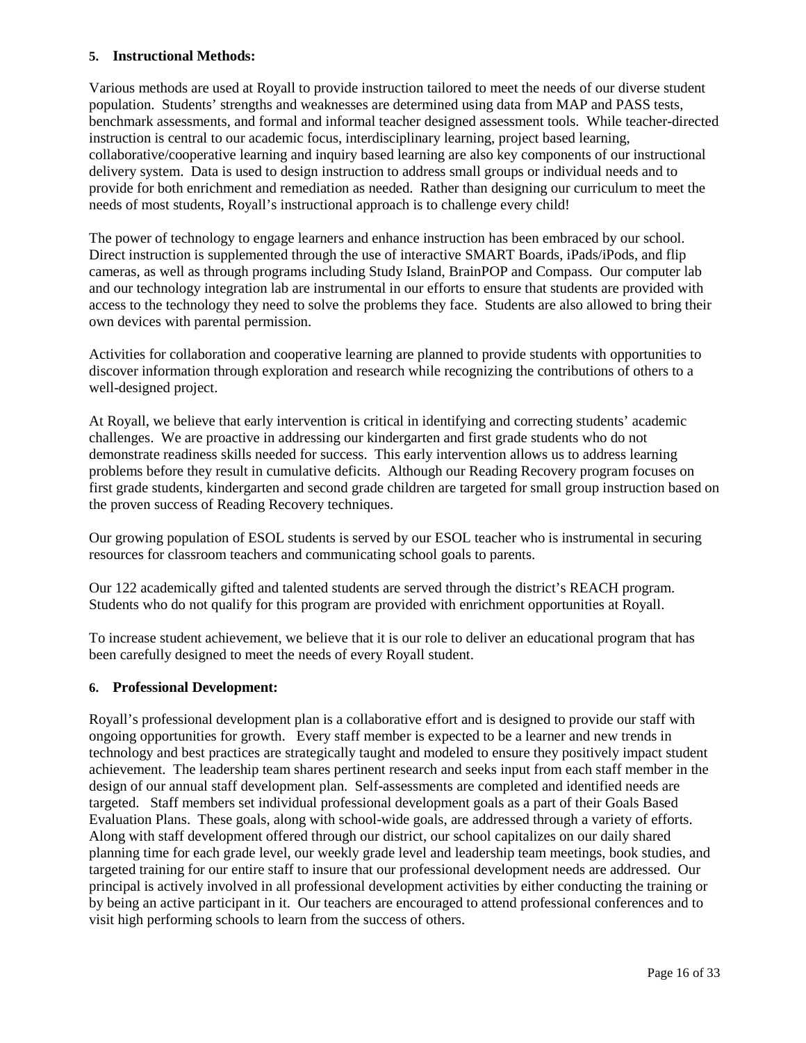### 5. Instructional Methods:

Various methods are used at Royall to provide instruction tailored to meet the needs of our diverse student population. Students' strengths and weaknesses are determined using data from MAP and PASS tests, benchmark assessments, and formal and informal teacher designed assessment tools. While teacher-directed instruction is central to our academic focus, interdisciplinary learning, project based learning, collaborative/cooperative learning and inquiry based learning are also key components of our instructional delivery system. Data is used to design instruction to address small groups or individual needs and to provide for both enrichment and remediation as needed. Rather than designing our curriculum to meet the needs of most students, Royall's instructional approach is to challenge every child!

The power of technology to engage learners and enhance instruction has been embraced by our school. Direct instruction is supplemented through the use of interactive SMART Boards, iPads/iPods, and flip cameras, as well as through programs including Study Island, BrainPOP and Compass. Our computer lab and our technology integration lab are instrumental in our efforts to ensure that students are provided with access to the technology they need to solve the problems they face. Students are also allowed to bring their own devices with parental permission.

Activities for collaboration and cooperative learning are planned to provide students with opportunities to discover information through exploration and research while recognizing the contributions of others to a well-designed project.

At Royall, we believe that early intervention is critical in identifying and correcting students' academic challenges. We are proactive in addressing our kindergarten and first grade students who do not demonstrate readiness skills needed for success. This early intervention allows us to address learning problems before they result in cumulative deficits. Although our Reading Recovery program focuses on first grade students, kindergarten and second grade children are targeted for small group instruction based on the proven success of Reading Recovery techniques.

Our growing population of ESOL students is served by our ESOL teacher who is instrumental in securing resources for classroom teachers and communicating school goals to parents.

Our 122 academically gifted and talented students are served through the district's REACH program. Students who do not qualify for this program are provided with enrichment opportunities at Royall.

To increase student achievement, we believe that it is our role to deliver an educational program that has been carefully designed to meet the needs of every Royall student.

### 6. Professional Development:

Royall's professional development plan is a collaborative effort and is designed to provide our staff with ongoing opportunities for growth. Every staff member is expected to be a learner and new trends in technology and best practices are strategically taught and modeled to ensure they positively impact student achievement. The leadership team shares pertinent research and seeks input from each staff member in the design of our annual staff development plan. Self-assessments are completed and identified needs are targeted. Staff members set individual professional development goals as a part of their Goals Based Evaluation Plans. These goals, along with school-wide goals, are addressed through a variety of efforts. Along with staff development offered through our district, our school capitalizes on our daily shared planning time for each grade level, our weekly grade level and leadership team meetings, book studies, and targeted training for our entire staff to insure that our professional development needs are addressed. Our principal is actively involved in all professional development activities by either conducting the training or by being an active participant in it. Our teachers are encouraged to attend professional conferences and to visit high performing schools to learn from the success of others.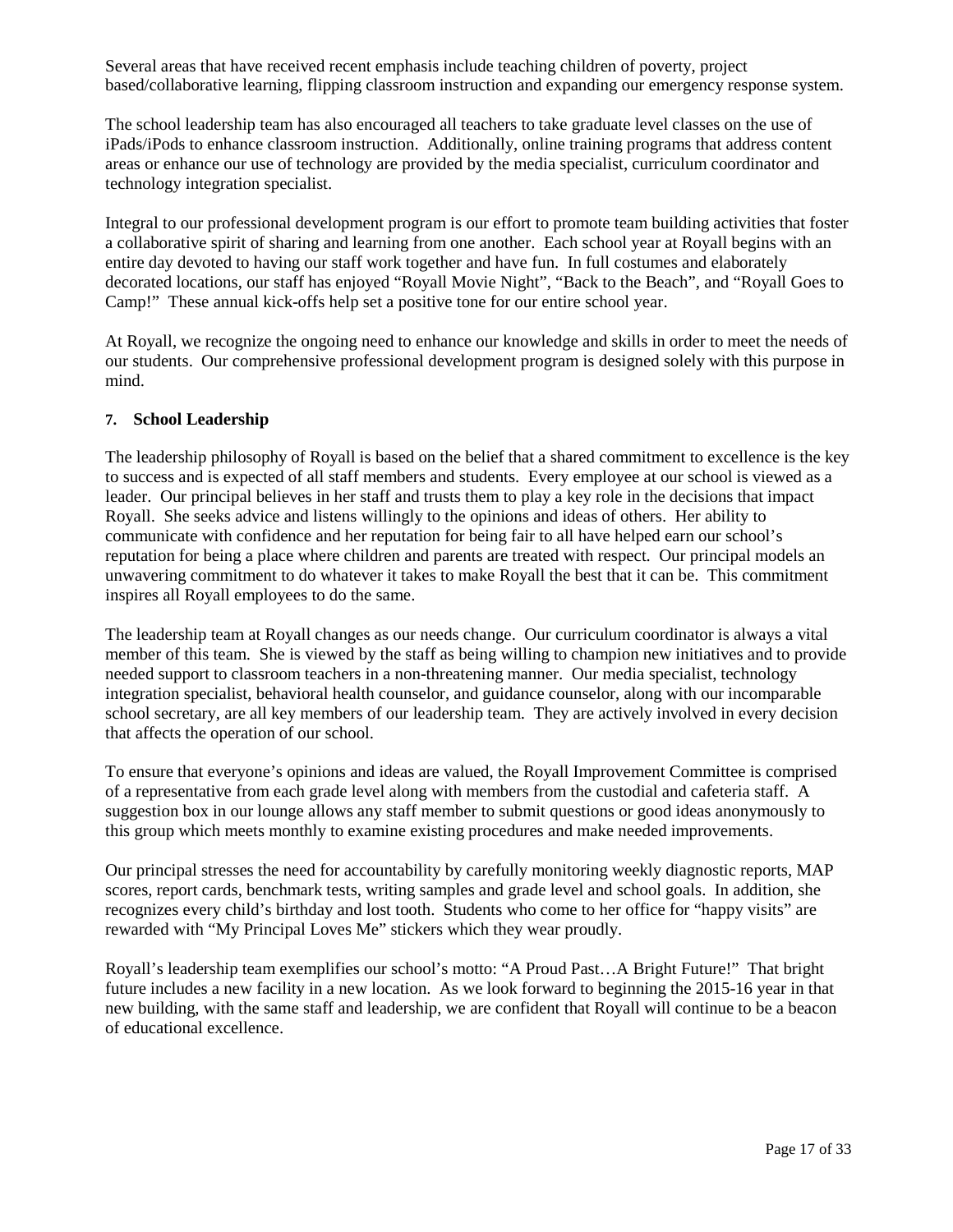Several areas that have received recent emphasis include teaching children of poverty, project based/collaborative learning, flipping classroom instruction and expanding our emergency response system.

The school leadership team has also encouraged all teachers to take graduate level classes on the use of iPads/iPods to enhance classroom instruction. Additionally, online training programs that address content areas or enhance our use of technology are provided by the media specialist, curriculum coordinator and technology integration specialist.

Integral to our professional development program is our effort to promote team building activities that foster a collaborative spirit of sharing and learning from one another. Each school year at Royall begins with an entire day devoted to having our staff work together and have fun. In full costumes and elaborately decorated locations, our staff has enjoyed "Royall Movie Night", "Back to the Beach", and "Royall Goes to Camp!" These annual kick-offs help set a positive tone for our entire school year.

At Royall, we recognize the ongoing need to enhance our knowledge and skills in order to meet the needs of our students. Our comprehensive professional development program is designed solely with this purpose in mind.

### 7. School Leadership

The leadership philosophy of Royall is based on the belief that a shared commitment to excellence is the key to success and is expected of all staff members and students. Every employee at our school is viewed as a leader. Our principal believes in her staff and trusts them to play a key role in the decisions that impact Royall. She seeks advice and listens willingly to the opinions and ideas of others. Her ability to communicate with confidence and her reputation for being fair to all have helped earn our school's reputation for being a place where children and parents are treated with respect. Our principal models an unwavering commitment to do whatever it takes to make Royall the best that it can be. This commitment inspires all Royall employees to do the same.

The leadership team at Royall changes as our needs change. Our curriculum coordinator is always a vital member of this team. She is viewed by the staff as being willing to champion new initiatives and to provide needed support to classroom teachers in a non-threatening manner. Our media specialist, technology integration specialist, behavioral health counselor, and guidance counselor, along with our incomparable school secretary, are all key members of our leadership team. They are actively involved in every decision that affects the operation of our school.

To ensure that everyone's opinions and ideas are valued, the Royall Improvement Committee is comprised of a representative from each grade level along with members from the custodial and cafeteria staff. A suggestion box in our lounge allows any staff member to submit questions or good ideas anonymously to this group which meets monthly to examine existing procedures and make needed improvements.

Our principal stresses the need for accountability by carefully monitoring weekly diagnostic reports, MAP scores, report cards, benchmark tests, writing samples and grade level and school goals. In addition, she recognizes every child's birthday and lost tooth. Students who come to her office for "happy visits" are rewarded with "My Principal Loves Me" stickers which they wear proudly.

Royall's leadership team exemplifies our school's motto: "A Proud Past…A Bright Future!" That bright future includes a new facility in a new location. As we look forward to beginning the 2015-16 year in that new building, with the same staff and leadership, we are confident that Royall will continue to be a beacon of educational excellence.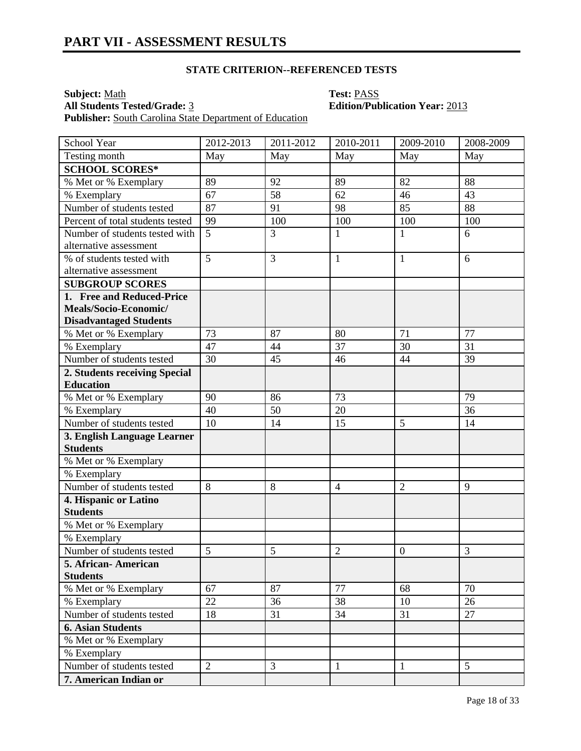# PART VII - ASSESSMENT RESULTS

**STATE CRITERION--REFERENCED TESTS**

**Subject:** Math
**Test:** PASS
**All Students Tested/Grade:** 3
**Edition/Publication Year:** 2013
**Publisher:** South Carolina State Department of Education

| School Year | 2012-2013 | 2011-2012 | 2010-2011 | 2009-2010 | 2008-2009 |
|---|---|---|---|---|---|
| Testing month | May | May | May | May | May |
| **SCHOOL SCORES*** | | | | | |
| % Met or % Exemplary | 89 | 92 | 89 | 82 | 88 |
| % Exemplary | 67 | 58 | 62 | 46 | 43 |
| Number of students tested | 87 | 91 | 98 | 85 | 88 |
| Percent of total students tested | 99 | 100 | 100 | 100 | 100 |
| Number of students tested with alternative assessment | 5 | 3 | 1 | 1 | 6 |
| % of students tested with alternative assessment | 5 | 3 | 1 | 1 | 6 |
| **SUBGROUP SCORES** | | | | | |
| **1. Free and Reduced-Price Meals/Socio-Economic/ Disadvantaged Students** | | | | | |
| % Met or % Exemplary | 73 | 87 | 80 | 71 | 77 |
| % Exemplary | 47 | 44 | 37 | 30 | 31 |
| Number of students tested | 30 | 45 | 46 | 44 | 39 |
| **2. Students receiving Special Education** | | | | | |
| % Met or % Exemplary | 90 | 86 | 73 | | 79 |
| % Exemplary | 40 | 50 | 20 | | 36 |
| Number of students tested | 10 | 14 | 15 | 5 | 14 |
| **3. English Language Learner Students** | | | | | |
| % Met or % Exemplary | | | | | |
| % Exemplary | | | | | |
| Number of students tested | 8 | 8 | 4 | 2 | 9 |
| **4. Hispanic or Latino Students** | | | | | |
| % Met or % Exemplary | | | | | |
| % Exemplary | | | | | |
| Number of students tested | 5 | 5 | 2 | 0 | 3 |
| **5. African- American Students** | | | | | |
| % Met or % Exemplary | 67 | 87 | 77 | 68 | 70 |
| % Exemplary | 22 | 36 | 38 | 10 | 26 |
| Number of students tested | 18 | 31 | 34 | 31 | 27 |
| **6. Asian Students** | | | | | |
| % Met or % Exemplary | | | | | |
| % Exemplary | | | | | |
| Number of students tested | 2 | 3 | 1 | 1 | 5 |
| **7. American Indian or** | | | | | |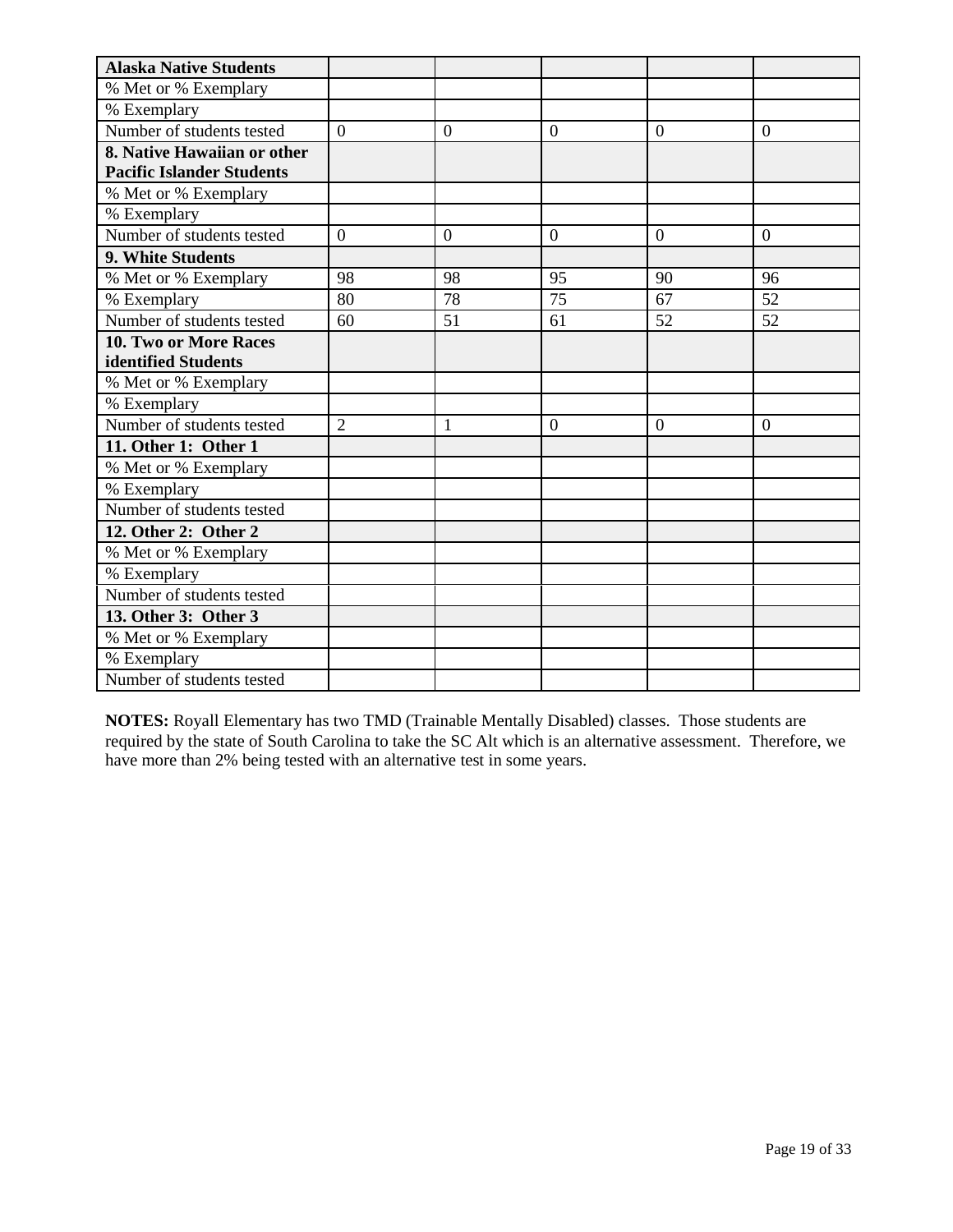| **Alaska Native Students** | | | | | |
|---|---|---|---|---|---|
| % Met or % Exemplary | | | | | |
| % Exemplary | | | | | |
| Number of students tested | 0 | 0 | 0 | 0 | 0 |
| **8. Native Hawaiian or other Pacific Islander Students** | | | | | |
| % Met or % Exemplary | | | | | |
| % Exemplary | | | | | |
| Number of students tested | 0 | 0 | 0 | 0 | 0 |
| **9. White Students** | | | | | |
| % Met or % Exemplary | 98 | 98 | 95 | 90 | 96 |
| % Exemplary | 80 | 78 | 75 | 67 | 52 |
| Number of students tested | 60 | 51 | 61 | 52 | 52 |
| **10. Two or More Races identified Students** | | | | | |
| % Met or % Exemplary | | | | | |
| % Exemplary | | | | | |
| Number of students tested | 2 | 1 | 0 | 0 | 0 |
| **11. Other 1: Other 1** | | | | | |
| % Met or % Exemplary | | | | | |
| % Exemplary | | | | | |
| Number of students tested | | | | | |
| **12. Other 2: Other 2** | | | | | |
| % Met or % Exemplary | | | | | |
| % Exemplary | | | | | |
| Number of students tested | | | | | |
| **13. Other 3: Other 3** | | | | | |
| % Met or % Exemplary | | | | | |
| % Exemplary | | | | | |
| Number of students tested | | | | | |

**NOTES:** Royall Elementary has two TMD (Trainable Mentally Disabled) classes. Those students are required by the state of South Carolina to take the SC Alt which is an alternative assessment. Therefore, we have more than 2% being tested with an alternative test in some years.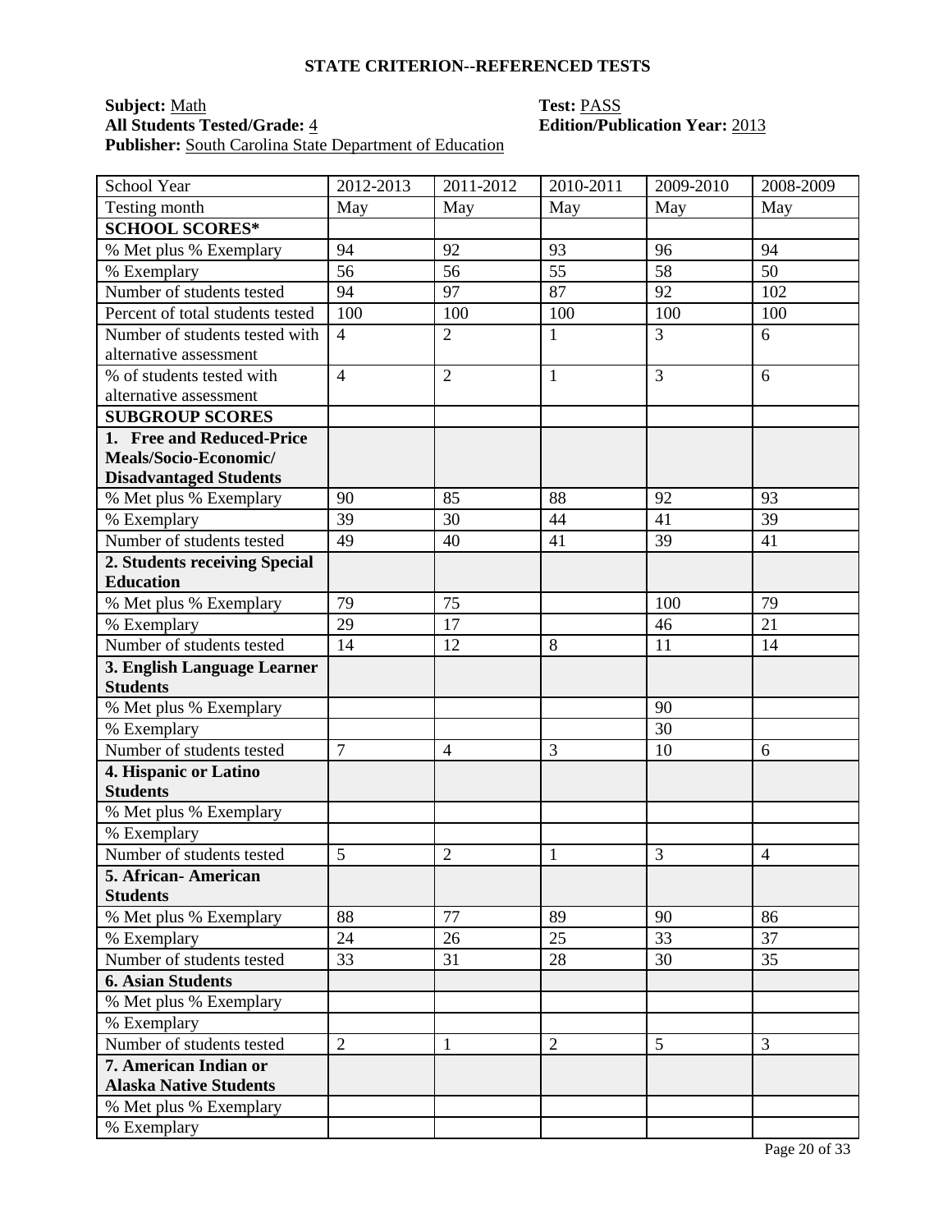## STATE CRITERION--REFERENCED TESTS

**Subject:** Math **Test:** PASS
**All Students Tested/Grade:** 4 **Edition/Publication Year:** 2013
**Publisher:** South Carolina State Department of Education

| School Year | 2012-2013 | 2011-2012 | 2010-2011 | 2009-2010 | 2008-2009 |
|---|---|---|---|---|---|
| Testing month | May | May | May | May | May |
| **SCHOOL SCORES*** | | | | | |
| % Met plus % Exemplary | 94 | 92 | 93 | 96 | 94 |
| % Exemplary | 56 | 56 | 55 | 58 | 50 |
| Number of students tested | 94 | 97 | 87 | 92 | 102 |
| Percent of total students tested | 100 | 100 | 100 | 100 | 100 |
| Number of students tested with alternative assessment | 4 | 2 | 1 | 3 | 6 |
| % of students tested with alternative assessment | 4 | 2 | 1 | 3 | 6 |
| **SUBGROUP SCORES** | | | | | |
| **1. Free and Reduced-Price Meals/Socio-Economic/ Disadvantaged Students** | | | | | |
| % Met plus % Exemplary | 90 | 85 | 88 | 92 | 93 |
| % Exemplary | 39 | 30 | 44 | 41 | 39 |
| Number of students tested | 49 | 40 | 41 | 39 | 41 |
| **2. Students receiving Special Education** | | | | | |
| % Met plus % Exemplary | 79 | 75 | | 100 | 79 |
| % Exemplary | 29 | 17 | | 46 | 21 |
| Number of students tested | 14 | 12 | 8 | 11 | 14 |
| **3. English Language Learner Students** | | | | | |
| % Met plus % Exemplary | | | | 90 | |
| % Exemplary | | | | 30 | |
| Number of students tested | 7 | 4 | 3 | 10 | 6 |
| **4. Hispanic or Latino Students** | | | | | |
| % Met plus % Exemplary | | | | | |
| % Exemplary | | | | | |
| Number of students tested | 5 | 2 | 1 | 3 | 4 |
| **5. African- American Students** | | | | | |
| % Met plus % Exemplary | 88 | 77 | 89 | 90 | 86 |
| % Exemplary | 24 | 26 | 25 | 33 | 37 |
| Number of students tested | 33 | 31 | 28 | 30 | 35 |
| **6. Asian Students** | | | | | |
| % Met plus % Exemplary | | | | | |
| % Exemplary | | | | | |
| Number of students tested | 2 | 1 | 2 | 5 | 3 |
| **7. American Indian or Alaska Native Students** | | | | | |
| % Met plus % Exemplary | | | | | |
| % Exemplary | | | | | |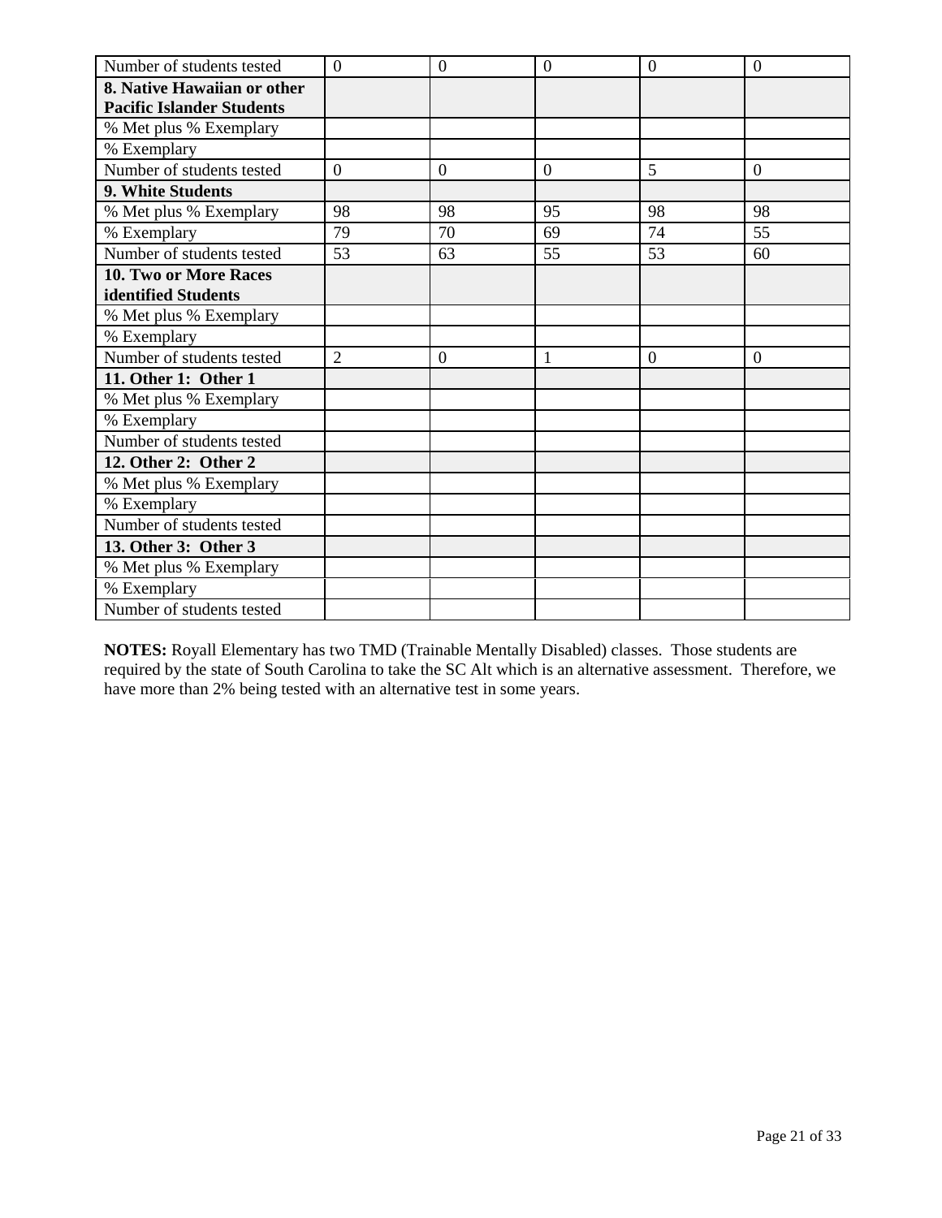| Number of students tested | 0 | 0 | 0 | 0 | 0 |
|---|---|---|---|---|---|
| **8. Native Hawaiian or other Pacific Islander Students** | | | | | |
| % Met plus % Exemplary | | | | | |
| % Exemplary | | | | | |
| Number of students tested | 0 | 0 | 0 | 5 | 0 |
| **9. White Students** | | | | | |
| % Met plus % Exemplary | 98 | 98 | 95 | 98 | 98 |
| % Exemplary | 79 | 70 | 69 | 74 | 55 |
| Number of students tested | 53 | 63 | 55 | 53 | 60 |
| **10. Two or More Races identified Students** | | | | | |
| % Met plus % Exemplary | | | | | |
| % Exemplary | | | | | |
| Number of students tested | 2 | 0 | 1 | 0 | 0 |
| **11. Other 1: Other 1** | | | | | |
| % Met plus % Exemplary | | | | | |
| % Exemplary | | | | | |
| Number of students tested | | | | | |
| **12. Other 2: Other 2** | | | | | |
| % Met plus % Exemplary | | | | | |
| % Exemplary | | | | | |
| Number of students tested | | | | | |
| **13. Other 3: Other 3** | | | | | |
| % Met plus % Exemplary | | | | | |
| % Exemplary | | | | | |
| Number of students tested | | | | | |

**NOTES:** Royall Elementary has two TMD (Trainable Mentally Disabled) classes. Those students are required by the state of South Carolina to take the SC Alt which is an alternative assessment. Therefore, we have more than 2% being tested with an alternative test in some years.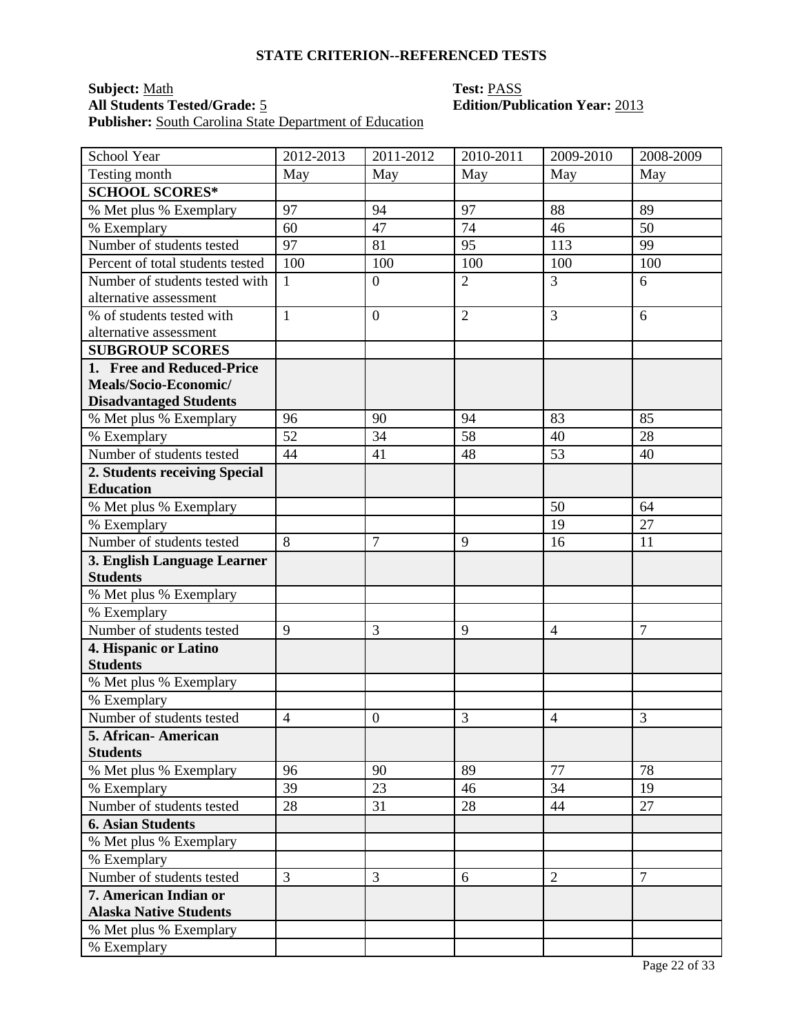## STATE CRITERION--REFERENCED TESTS

**Subject:** Math **Test:** PASS
**All Students Tested/Grade:** 5 **Edition/Publication Year:** 2013
**Publisher:** South Carolina State Department of Education

| School Year | 2012-2013 | 2011-2012 | 2010-2011 | 2009-2010 | 2008-2009 |
|---|---|---|---|---|---|
| Testing month | May | May | May | May | May |
| **SCHOOL SCORES*** | | | | | |
| % Met plus % Exemplary | 97 | 94 | 97 | 88 | 89 |
| % Exemplary | 60 | 47 | 74 | 46 | 50 |
| Number of students tested | 97 | 81 | 95 | 113 | 99 |
| Percent of total students tested | 100 | 100 | 100 | 100 | 100 |
| Number of students tested with alternative assessment | 1 | 0 | 2 | 3 | 6 |
| % of students tested with alternative assessment | 1 | 0 | 2 | 3 | 6 |
| **SUBGROUP SCORES** | | | | | |
| **1. Free and Reduced-Price Meals/Socio-Economic/ Disadvantaged Students** | | | | | |
| % Met plus % Exemplary | 96 | 90 | 94 | 83 | 85 |
| % Exemplary | 52 | 34 | 58 | 40 | 28 |
| Number of students tested | 44 | 41 | 48 | 53 | 40 |
| **2. Students receiving Special Education** | | | | | |
| % Met plus % Exemplary | | | | 50 | 64 |
| % Exemplary | | | | 19 | 27 |
| Number of students tested | 8 | 7 | 9 | 16 | 11 |
| **3. English Language Learner Students** | | | | | |
| % Met plus % Exemplary | | | | | |
| % Exemplary | | | | | |
| Number of students tested | 9 | 3 | 9 | 4 | 7 |
| **4. Hispanic or Latino Students** | | | | | |
| % Met plus % Exemplary | | | | | |
| % Exemplary | | | | | |
| Number of students tested | 4 | 0 | 3 | 4 | 3 |
| **5. African- American Students** | | | | | |
| % Met plus % Exemplary | 96 | 90 | 89 | 77 | 78 |
| % Exemplary | 39 | 23 | 46 | 34 | 19 |
| Number of students tested | 28 | 31 | 28 | 44 | 27 |
| **6. Asian Students** | | | | | |
| % Met plus % Exemplary | | | | | |
| % Exemplary | | | | | |
| Number of students tested | 3 | 3 | 6 | 2 | 7 |
| **7. American Indian or Alaska Native Students** | | | | | |
| % Met plus % Exemplary | | | | | |
| % Exemplary | | | | | |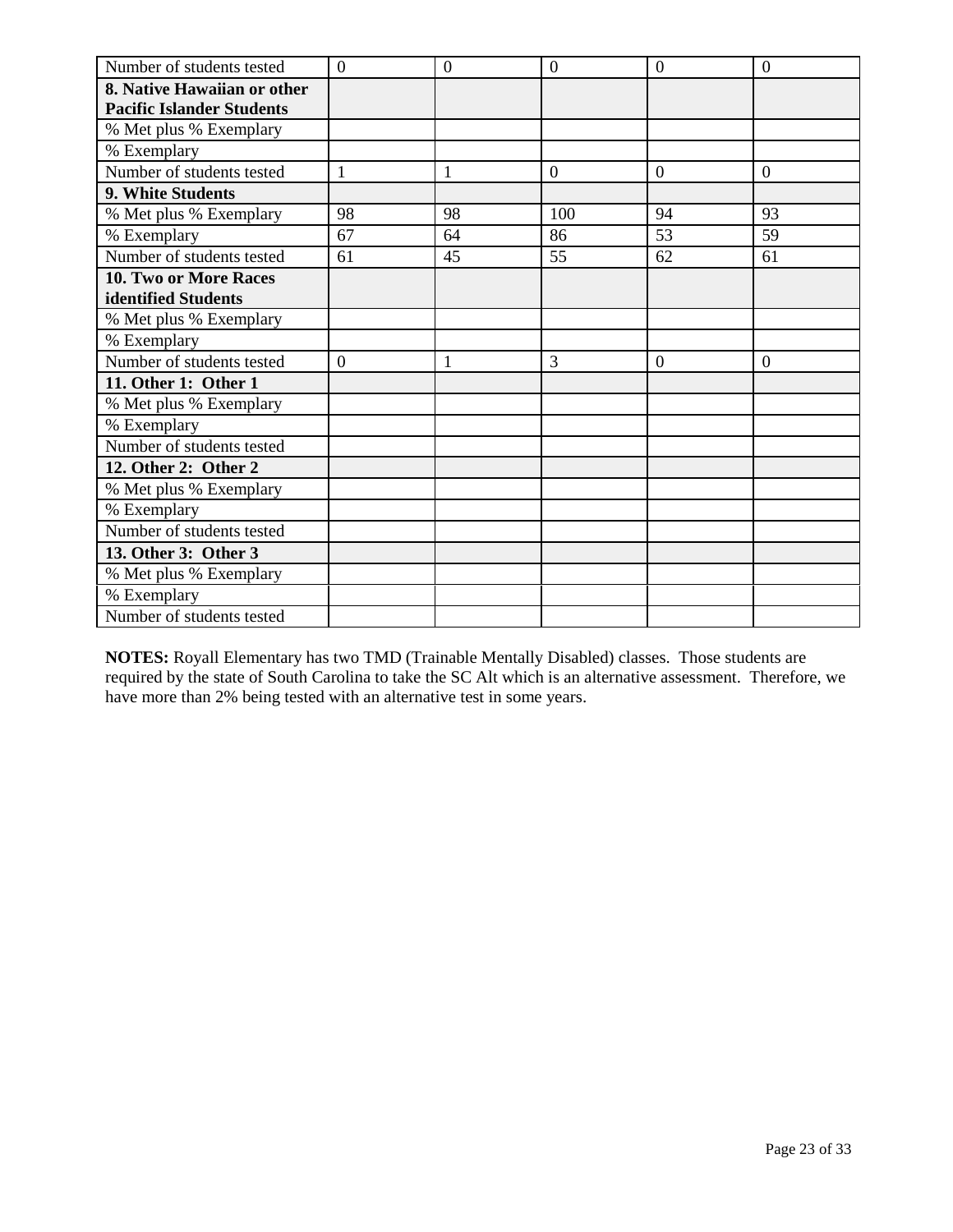| Number of students tested | 0 | 0 | 0 | 0 | 0 |
|---|---|---|---|---|---|
| **8. Native Hawaiian or other Pacific Islander Students** | | | | | |
| % Met plus % Exemplary | | | | | |
| % Exemplary | | | | | |
| Number of students tested | 1 | 1 | 0 | 0 | 0 |
| **9. White Students** | | | | | |
| % Met plus % Exemplary | 98 | 98 | 100 | 94 | 93 |
| % Exemplary | 67 | 64 | 86 | 53 | 59 |
| Number of students tested | 61 | 45 | 55 | 62 | 61 |
| **10. Two or More Races identified Students** | | | | | |
| % Met plus % Exemplary | | | | | |
| % Exemplary | | | | | |
| Number of students tested | 0 | 1 | 3 | 0 | 0 |
| **11. Other 1: Other 1** | | | | | |
| % Met plus % Exemplary | | | | | |
| % Exemplary | | | | | |
| Number of students tested | | | | | |
| **12. Other 2: Other 2** | | | | | |
| % Met plus % Exemplary | | | | | |
| % Exemplary | | | | | |
| Number of students tested | | | | | |
| **13. Other 3: Other 3** | | | | | |
| % Met plus % Exemplary | | | | | |
| % Exemplary | | | | | |
| Number of students tested | | | | | |

**NOTES:** Royall Elementary has two TMD (Trainable Mentally Disabled) classes. Those students are required by the state of South Carolina to take the SC Alt which is an alternative assessment. Therefore, we have more than 2% being tested with an alternative test in some years.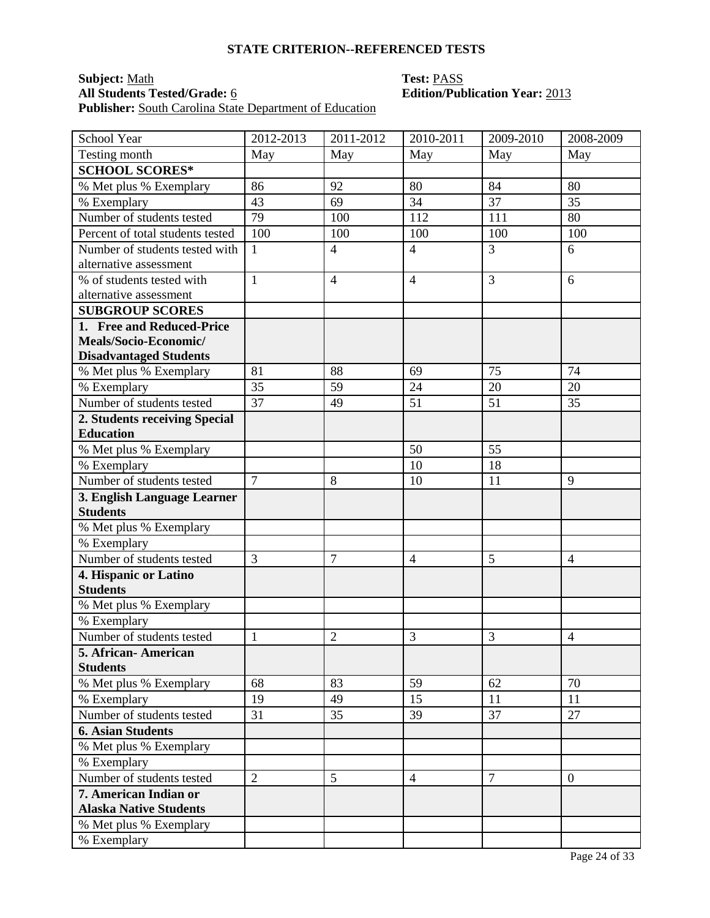## STATE CRITERION--REFERENCED TESTS

**Subject:** Math  
**All Students Tested/Grade:** 6  
**Publisher:** South Carolina State Department of Education  
**Test:** PASS  
**Edition/Publication Year:** 2013

| School Year | 2012-2013 | 2011-2012 | 2010-2011 | 2009-2010 | 2008-2009 |
|---|---|---|---|---|---|
| Testing month | May | May | May | May | May |
| **SCHOOL SCORES*** | | | | | |
| % Met plus % Exemplary | 86 | 92 | 80 | 84 | 80 |
| % Exemplary | 43 | 69 | 34 | 37 | 35 |
| Number of students tested | 79 | 100 | 112 | 111 | 80 |
| Percent of total students tested | 100 | 100 | 100 | 100 | 100 |
| Number of students tested with alternative assessment | 1 | 4 | 4 | 3 | 6 |
| % of students tested with alternative assessment | 1 | 4 | 4 | 3 | 6 |
| **SUBGROUP SCORES** | | | | | |
| **1. Free and Reduced-Price Meals/Socio-Economic/ Disadvantaged Students** | | | | | |
| % Met plus % Exemplary | 81 | 88 | 69 | 75 | 74 |
| % Exemplary | 35 | 59 | 24 | 20 | 20 |
| Number of students tested | 37 | 49 | 51 | 51 | 35 |
| **2. Students receiving Special Education** | | | | | |
| % Met plus % Exemplary | | | 50 | 55 | |
| % Exemplary | | | 10 | 18 | |
| Number of students tested | 7 | 8 | 10 | 11 | 9 |
| **3. English Language Learner Students** | | | | | |
| % Met plus % Exemplary | | | | | |
| % Exemplary | | | | | |
| Number of students tested | 3 | 7 | 4 | 5 | 4 |
| **4. Hispanic or Latino Students** | | | | | |
| % Met plus % Exemplary | | | | | |
| % Exemplary | | | | | |
| Number of students tested | 1 | 2 | 3 | 3 | 4 |
| **5. African- American Students** | | | | | |
| % Met plus % Exemplary | 68 | 83 | 59 | 62 | 70 |
| % Exemplary | 19 | 49 | 15 | 11 | 11 |
| Number of students tested | 31 | 35 | 39 | 37 | 27 |
| **6. Asian Students** | | | | | |
| % Met plus % Exemplary | | | | | |
| % Exemplary | | | | | |
| Number of students tested | 2 | 5 | 4 | 7 | 0 |
| **7. American Indian or Alaska Native Students** | | | | | |
| % Met plus % Exemplary | | | | | |
| % Exemplary | | | | | |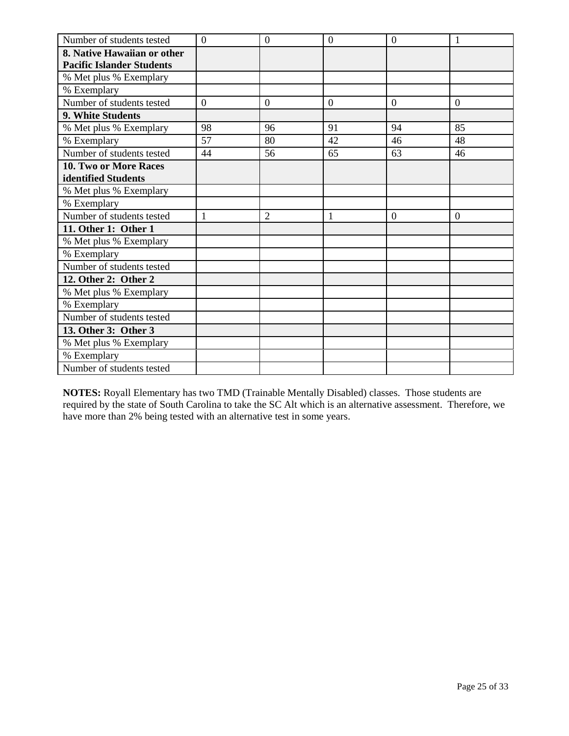| Number of students tested | 0 | 0 | 0 | 0 | 1 |
|---|---|---|---|---|---|
| **8. Native Hawaiian or other Pacific Islander Students** | | | | | |
| % Met plus % Exemplary | | | | | |
| % Exemplary | | | | | |
| Number of students tested | 0 | 0 | 0 | 0 | 0 |
| **9. White Students** | | | | | |
| % Met plus % Exemplary | 98 | 96 | 91 | 94 | 85 |
| % Exemplary | 57 | 80 | 42 | 46 | 48 |
| Number of students tested | 44 | 56 | 65 | 63 | 46 |
| **10. Two or More Races identified Students** | | | | | |
| % Met plus % Exemplary | | | | | |
| % Exemplary | | | | | |
| Number of students tested | 1 | 2 | 1 | 0 | 0 |
| **11. Other 1: Other 1** | | | | | |
| % Met plus % Exemplary | | | | | |
| % Exemplary | | | | | |
| Number of students tested | | | | | |
| **12. Other 2: Other 2** | | | | | |
| % Met plus % Exemplary | | | | | |
| % Exemplary | | | | | |
| Number of students tested | | | | | |
| **13. Other 3: Other 3** | | | | | |
| % Met plus % Exemplary | | | | | |
| % Exemplary | | | | | |
| Number of students tested | | | | | |

**NOTES:** Royall Elementary has two TMD (Trainable Mentally Disabled) classes. Those students are required by the state of South Carolina to take the SC Alt which is an alternative assessment. Therefore, we have more than 2% being tested with an alternative test in some years.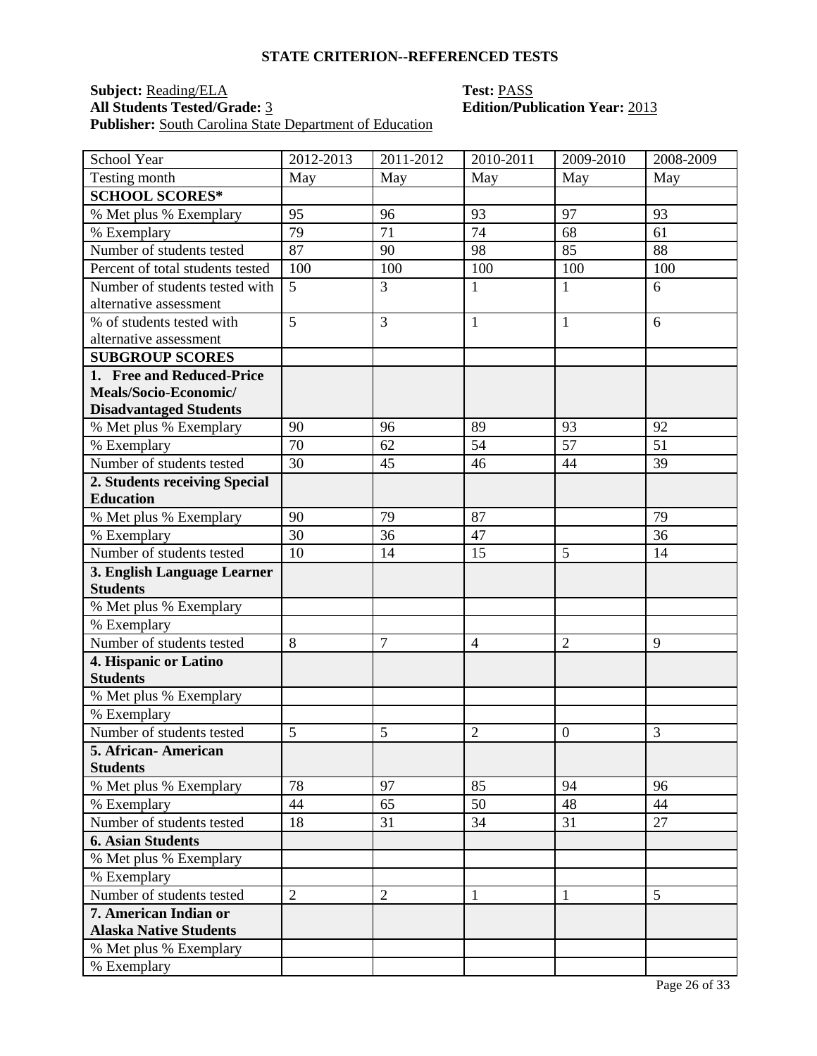## STATE CRITERION--REFERENCED TESTS

**Subject:** Reading/ELA **Test:** PASS
**All Students Tested/Grade:** 3 **Edition/Publication Year:** 2013
**Publisher:** South Carolina State Department of Education

| School Year | 2012-2013 | 2011-2012 | 2010-2011 | 2009-2010 | 2008-2009 |
|---|---|---|---|---|---|
| Testing month | May | May | May | May | May |
| **SCHOOL SCORES*** | | | | | |
| % Met plus % Exemplary | 95 | 96 | 93 | 97 | 93 |
| % Exemplary | 79 | 71 | 74 | 68 | 61 |
| Number of students tested | 87 | 90 | 98 | 85 | 88 |
| Percent of total students tested | 100 | 100 | 100 | 100 | 100 |
| Number of students tested with alternative assessment | 5 | 3 | 1 | 1 | 6 |
| % of students tested with alternative assessment | 5 | 3 | 1 | 1 | 6 |
| **SUBGROUP SCORES** | | | | | |
| **1. Free and Reduced-Price Meals/Socio-Economic/ Disadvantaged Students** | | | | | |
| % Met plus % Exemplary | 90 | 96 | 89 | 93 | 92 |
| % Exemplary | 70 | 62 | 54 | 57 | 51 |
| Number of students tested | 30 | 45 | 46 | 44 | 39 |
| **2. Students receiving Special Education** | | | | | |
| % Met plus % Exemplary | 90 | 79 | 87 | | 79 |
| % Exemplary | 30 | 36 | 47 | | 36 |
| Number of students tested | 10 | 14 | 15 | 5 | 14 |
| **3. English Language Learner Students** | | | | | |
| % Met plus % Exemplary | | | | | |
| % Exemplary | | | | | |
| Number of students tested | 8 | 7 | 4 | 2 | 9 |
| **4. Hispanic or Latino Students** | | | | | |
| % Met plus % Exemplary | | | | | |
| % Exemplary | | | | | |
| Number of students tested | 5 | 5 | 2 | 0 | 3 |
| **5. African- American Students** | | | | | |
| % Met plus % Exemplary | 78 | 97 | 85 | 94 | 96 |
| % Exemplary | 44 | 65 | 50 | 48 | 44 |
| Number of students tested | 18 | 31 | 34 | 31 | 27 |
| **6. Asian Students** | | | | | |
| % Met plus % Exemplary | | | | | |
| % Exemplary | | | | | |
| Number of students tested | 2 | 2 | 1 | 1 | 5 |
| **7. American Indian or Alaska Native Students** | | | | | |
| % Met plus % Exemplary | | | | | |
| % Exemplary | | | | | |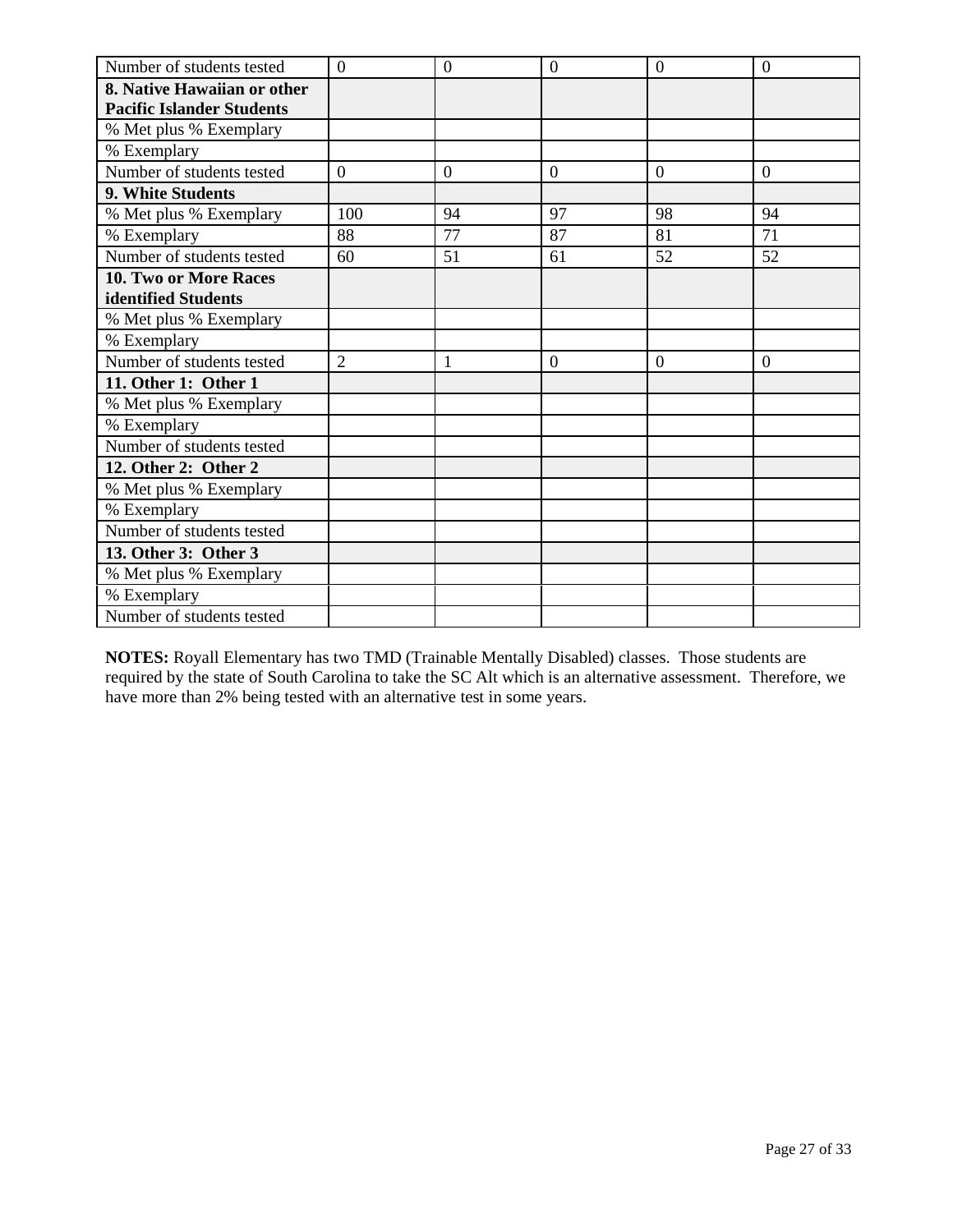| | | | | | |
|---|---|---|---|---|---|
| Number of students tested | 0 | 0 | 0 | 0 | 0 |
| **8. Native Hawaiian or other Pacific Islander Students** | | | | | |
| % Met plus % Exemplary | | | | | |
| % Exemplary | | | | | |
| Number of students tested | 0 | 0 | 0 | 0 | 0 |
| **9. White Students** | | | | | |
| % Met plus % Exemplary | 100 | 94 | 97 | 98 | 94 |
| % Exemplary | 88 | 77 | 87 | 81 | 71 |
| Number of students tested | 60 | 51 | 61 | 52 | 52 |
| **10. Two or More Races identified Students** | | | | | |
| % Met plus % Exemplary | | | | | |
| % Exemplary | | | | | |
| Number of students tested | 2 | 1 | 0 | 0 | 0 |
| **11. Other 1: Other 1** | | | | | |
| % Met plus % Exemplary | | | | | |
| % Exemplary | | | | | |
| Number of students tested | | | | | |
| **12. Other 2: Other 2** | | | | | |
| % Met plus % Exemplary | | | | | |
| % Exemplary | | | | | |
| Number of students tested | | | | | |
| **13. Other 3: Other 3** | | | | | |
| % Met plus % Exemplary | | | | | |
| % Exemplary | | | | | |
| Number of students tested | | | | | |

**NOTES:** Royall Elementary has two TMD (Trainable Mentally Disabled) classes. Those students are required by the state of South Carolina to take the SC Alt which is an alternative assessment. Therefore, we have more than 2% being tested with an alternative test in some years.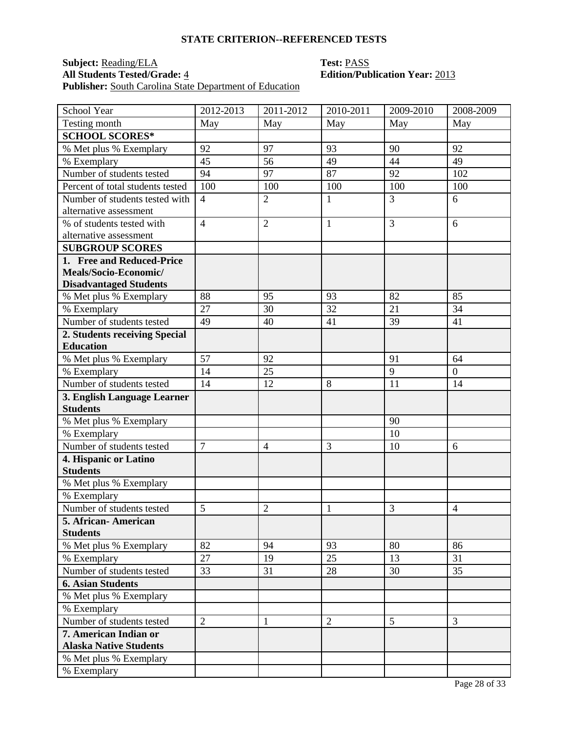**STATE CRITERION--REFERENCED TESTS**

**Subject:** Reading/ELA  
**Test:** PASS  
**All Students Tested/Grade:** 4  
**Edition/Publication Year:** 2013  
**Publisher:** South Carolina State Department of Education

| School Year | 2012-2013 | 2011-2012 | 2010-2011 | 2009-2010 | 2008-2009 |
|---|---|---|---|---|---|
| Testing month | May | May | May | May | May |
| **SCHOOL SCORES*** | | | | | |
| % Met plus % Exemplary | 92 | 97 | 93 | 90 | 92 |
| % Exemplary | 45 | 56 | 49 | 44 | 49 |
| Number of students tested | 94 | 97 | 87 | 92 | 102 |
| Percent of total students tested | 100 | 100 | 100 | 100 | 100 |
| Number of students tested with alternative assessment | 4 | 2 | 1 | 3 | 6 |
| % of students tested with alternative assessment | 4 | 2 | 1 | 3 | 6 |
| **SUBGROUP SCORES** | | | | | |
| **1. Free and Reduced-Price Meals/Socio-Economic/ Disadvantaged Students** | | | | | |
| % Met plus % Exemplary | 88 | 95 | 93 | 82 | 85 |
| % Exemplary | 27 | 30 | 32 | 21 | 34 |
| Number of students tested | 49 | 40 | 41 | 39 | 41 |
| **2. Students receiving Special Education** | | | | | |
| % Met plus % Exemplary | 57 | 92 | | 91 | 64 |
| % Exemplary | 14 | 25 | | 9 | 0 |
| Number of students tested | 14 | 12 | 8 | 11 | 14 |
| **3. English Language Learner Students** | | | | | |
| % Met plus % Exemplary | | | | 90 | |
| % Exemplary | | | | 10 | |
| Number of students tested | 7 | 4 | 3 | 10 | 6 |
| **4. Hispanic or Latino Students** | | | | | |
| % Met plus % Exemplary | | | | | |
| % Exemplary | | | | | |
| Number of students tested | 5 | 2 | 1 | 3 | 4 |
| **5. African- American Students** | | | | | |
| % Met plus % Exemplary | 82 | 94 | 93 | 80 | 86 |
| % Exemplary | 27 | 19 | 25 | 13 | 31 |
| Number of students tested | 33 | 31 | 28 | 30 | 35 |
| **6. Asian Students** | | | | | |
| % Met plus % Exemplary | | | | | |
| % Exemplary | | | | | |
| Number of students tested | 2 | 1 | 2 | 5 | 3 |
| **7. American Indian or Alaska Native Students** | | | | | |
| % Met plus % Exemplary | | | | | |
| % Exemplary | | | | | |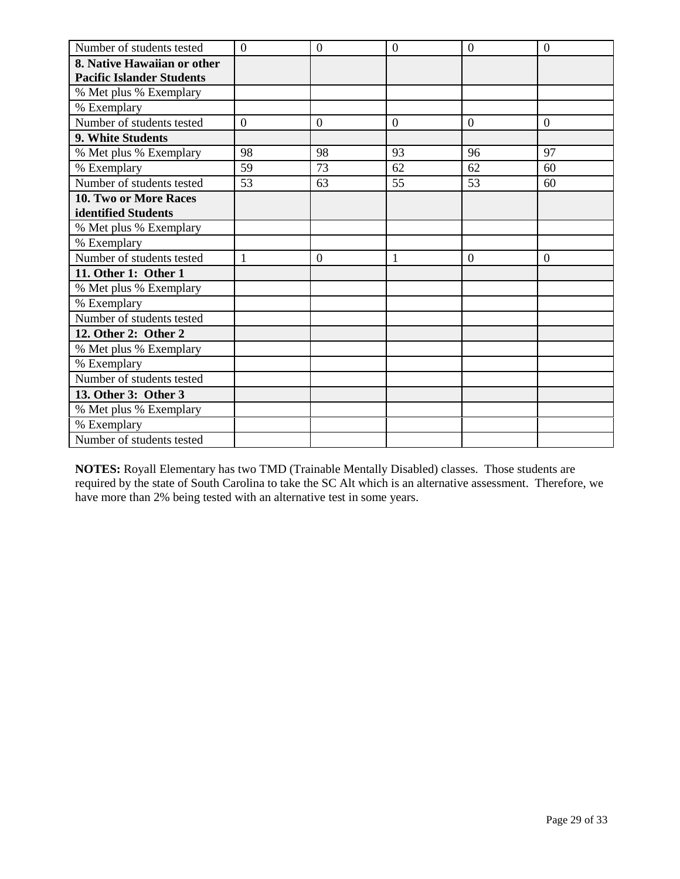| Number of students tested | 0 | 0 | 0 | 0 | 0 |
|---|---|---|---|---|---|
| **8. Native Hawaiian or other Pacific Islander Students** | | | | | |
| % Met plus % Exemplary | | | | | |
| % Exemplary | | | | | |
| Number of students tested | 0 | 0 | 0 | 0 | 0 |
| **9. White Students** | | | | | |
| % Met plus % Exemplary | 98 | 98 | 93 | 96 | 97 |
| % Exemplary | 59 | 73 | 62 | 62 | 60 |
| Number of students tested | 53 | 63 | 55 | 53 | 60 |
| **10. Two or More Races identified Students** | | | | | |
| % Met plus % Exemplary | | | | | |
| % Exemplary | | | | | |
| Number of students tested | 1 | 0 | 1 | 0 | 0 |
| **11. Other 1: Other 1** | | | | | |
| % Met plus % Exemplary | | | | | |
| % Exemplary | | | | | |
| Number of students tested | | | | | |
| **12. Other 2: Other 2** | | | | | |
| % Met plus % Exemplary | | | | | |
| % Exemplary | | | | | |
| Number of students tested | | | | | |
| **13. Other 3: Other 3** | | | | | |
| % Met plus % Exemplary | | | | | |
| % Exemplary | | | | | |
| Number of students tested | | | | | |

**NOTES:** Royall Elementary has two TMD (Trainable Mentally Disabled) classes. Those students are required by the state of South Carolina to take the SC Alt which is an alternative assessment. Therefore, we have more than 2% being tested with an alternative test in some years.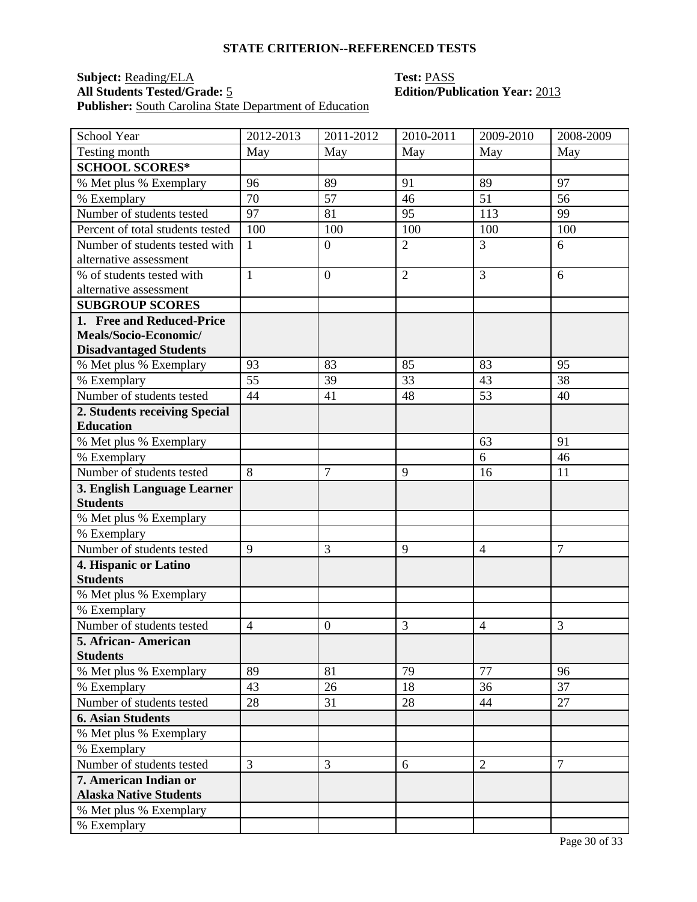# STATE CRITERION--REFERENCED TESTS

**Subject:** Reading/ELA
**Test:** PASS
**All Students Tested/Grade:** 5
**Edition/Publication Year:** 2013
**Publisher:** South Carolina State Department of Education

| School Year | 2012-2013 | 2011-2012 | 2010-2011 | 2009-2010 | 2008-2009 |
|---|---|---|---|---|---|
| Testing month | May | May | May | May | May |
| **SCHOOL SCORES*** | | | | | |
| % Met plus % Exemplary | 96 | 89 | 91 | 89 | 97 |
| % Exemplary | 70 | 57 | 46 | 51 | 56 |
| Number of students tested | 97 | 81 | 95 | 113 | 99 |
| Percent of total students tested | 100 | 100 | 100 | 100 | 100 |
| Number of students tested with alternative assessment | 1 | 0 | 2 | 3 | 6 |
| % of students tested with alternative assessment | 1 | 0 | 2 | 3 | 6 |
| **SUBGROUP SCORES** | | | | | |
| **1. Free and Reduced-Price Meals/Socio-Economic/ Disadvantaged Students** | | | | | |
| % Met plus % Exemplary | 93 | 83 | 85 | 83 | 95 |
| % Exemplary | 55 | 39 | 33 | 43 | 38 |
| Number of students tested | 44 | 41 | 48 | 53 | 40 |
| **2. Students receiving Special Education** | | | | | |
| % Met plus % Exemplary | | | | 63 | 91 |
| % Exemplary | | | | 6 | 46 |
| Number of students tested | 8 | 7 | 9 | 16 | 11 |
| **3. English Language Learner Students** | | | | | |
| % Met plus % Exemplary | | | | | |
| % Exemplary | | | | | |
| Number of students tested | 9 | 3 | 9 | 4 | 7 |
| **4. Hispanic or Latino Students** | | | | | |
| % Met plus % Exemplary | | | | | |
| % Exemplary | | | | | |
| Number of students tested | 4 | 0 | 3 | 4 | 3 |
| **5. African- American Students** | | | | | |
| % Met plus % Exemplary | 89 | 81 | 79 | 77 | 96 |
| % Exemplary | 43 | 26 | 18 | 36 | 37 |
| Number of students tested | 28 | 31 | 28 | 44 | 27 |
| **6. Asian Students** | | | | | |
| % Met plus % Exemplary | | | | | |
| % Exemplary | | | | | |
| Number of students tested | 3 | 3 | 6 | 2 | 7 |
| **7. American Indian or Alaska Native Students** | | | | | |
| % Met plus % Exemplary | | | | | |
| % Exemplary | | | | | |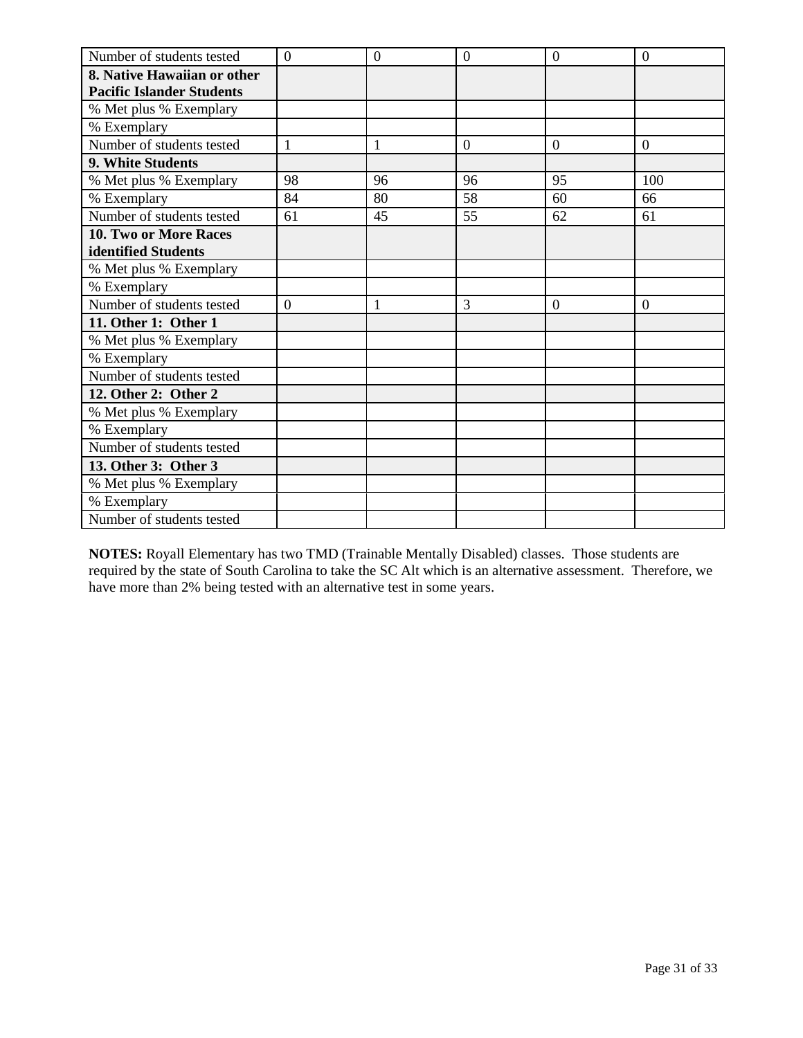| Number of students tested | 0 | 0 | 0 | 0 | 0 |
|---|---|---|---|---|---|
| **8. Native Hawaiian or other Pacific Islander Students** | | | | | |
| % Met plus % Exemplary | | | | | |
| % Exemplary | | | | | |
| Number of students tested | 1 | 1 | 0 | 0 | 0 |
| **9. White Students** | | | | | |
| % Met plus % Exemplary | 98 | 96 | 96 | 95 | 100 |
| % Exemplary | 84 | 80 | 58 | 60 | 66 |
| Number of students tested | 61 | 45 | 55 | 62 | 61 |
| **10. Two or More Races identified Students** | | | | | |
| % Met plus % Exemplary | | | | | |
| % Exemplary | | | | | |
| Number of students tested | 0 | 1 | 3 | 0 | 0 |
| **11. Other 1: Other 1** | | | | | |
| % Met plus % Exemplary | | | | | |
| % Exemplary | | | | | |
| Number of students tested | | | | | |
| **12. Other 2: Other 2** | | | | | |
| % Met plus % Exemplary | | | | | |
| % Exemplary | | | | | |
| Number of students tested | | | | | |
| **13. Other 3: Other 3** | | | | | |
| % Met plus % Exemplary | | | | | |
| % Exemplary | | | | | |
| Number of students tested | | | | | |

**NOTES:** Royall Elementary has two TMD (Trainable Mentally Disabled) classes. Those students are required by the state of South Carolina to take the SC Alt which is an alternative assessment. Therefore, we have more than 2% being tested with an alternative test in some years.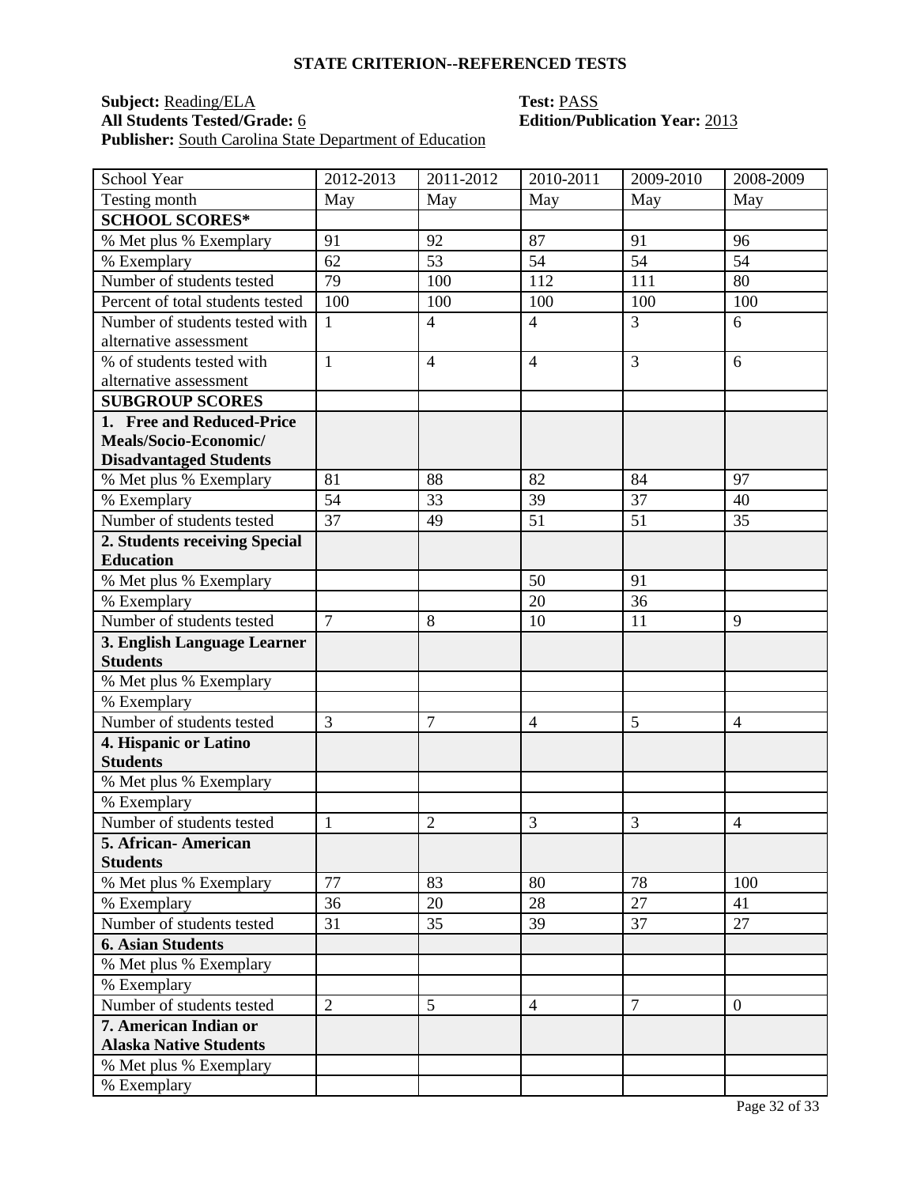## STATE CRITERION--REFERENCED TESTS

**Subject:** Reading/ELA  **Test:** PASS
**All Students Tested/Grade:** 6  **Edition/Publication Year:** 2013
**Publisher:** South Carolina State Department of Education

| School Year | 2012-2013 | 2011-2012 | 2010-2011 | 2009-2010 | 2008-2009 |
|---|---|---|---|---|---|
| Testing month | May | May | May | May | May |
| **SCHOOL SCORES*** | | | | | |
| % Met plus % Exemplary | 91 | 92 | 87 | 91 | 96 |
| % Exemplary | 62 | 53 | 54 | 54 | 54 |
| Number of students tested | 79 | 100 | 112 | 111 | 80 |
| Percent of total students tested | 100 | 100 | 100 | 100 | 100 |
| Number of students tested with alternative assessment | 1 | 4 | 4 | 3 | 6 |
| % of students tested with alternative assessment | 1 | 4 | 4 | 3 | 6 |
| **SUBGROUP SCORES** | | | | | |
| **1. Free and Reduced-Price Meals/Socio-Economic/ Disadvantaged Students** | | | | | |
| % Met plus % Exemplary | 81 | 88 | 82 | 84 | 97 |
| % Exemplary | 54 | 33 | 39 | 37 | 40 |
| Number of students tested | 37 | 49 | 51 | 51 | 35 |
| **2. Students receiving Special Education** | | | | | |
| % Met plus % Exemplary | | | 50 | 91 | |
| % Exemplary | | | 20 | 36 | |
| Number of students tested | 7 | 8 | 10 | 11 | 9 |
| **3. English Language Learner Students** | | | | | |
| % Met plus % Exemplary | | | | | |
| % Exemplary | | | | | |
| Number of students tested | 3 | 7 | 4 | 5 | 4 |
| **4. Hispanic or Latino Students** | | | | | |
| % Met plus % Exemplary | | | | | |
| % Exemplary | | | | | |
| Number of students tested | 1 | 2 | 3 | 3 | 4 |
| **5. African- American Students** | | | | | |
| % Met plus % Exemplary | 77 | 83 | 80 | 78 | 100 |
| % Exemplary | 36 | 20 | 28 | 27 | 41 |
| Number of students tested | 31 | 35 | 39 | 37 | 27 |
| **6. Asian Students** | | | | | |
| % Met plus % Exemplary | | | | | |
| % Exemplary | | | | | |
| Number of students tested | 2 | 5 | 4 | 7 | 0 |
| **7. American Indian or Alaska Native Students** | | | | | |
| % Met plus % Exemplary | | | | | |
| % Exemplary | | | | | |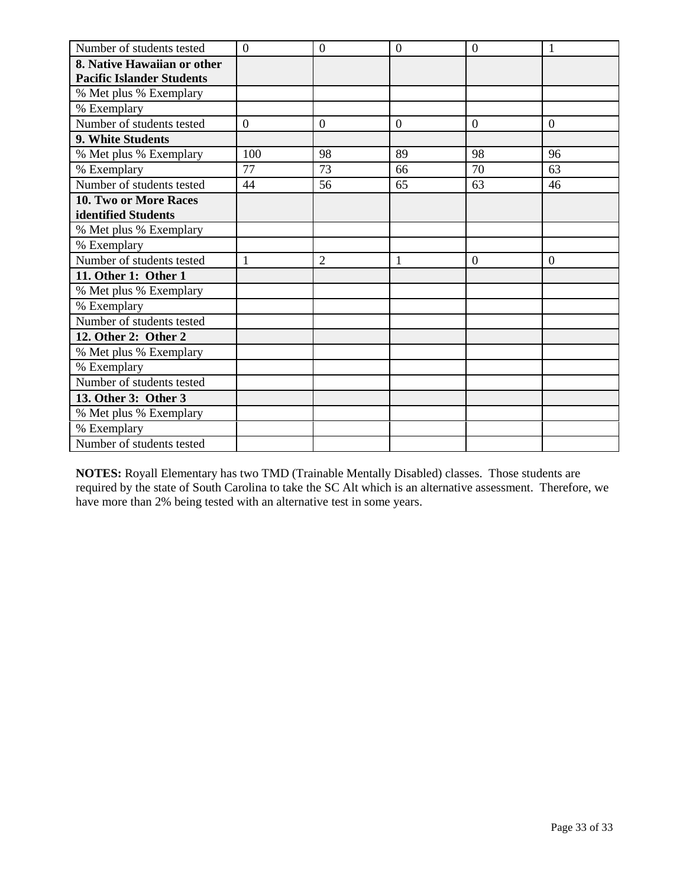| | | | | | |
|---|---|---|---|---|---|
| Number of students tested | 0 | 0 | 0 | 0 | 1 |
| **8. Native Hawaiian or other Pacific Islander Students** | | | | | |
| % Met plus % Exemplary | | | | | |
| % Exemplary | | | | | |
| Number of students tested | 0 | 0 | 0 | 0 | 0 |
| **9. White Students** | | | | | |
| % Met plus % Exemplary | 100 | 98 | 89 | 98 | 96 |
| % Exemplary | 77 | 73 | 66 | 70 | 63 |
| Number of students tested | 44 | 56 | 65 | 63 | 46 |
| **10. Two or More Races identified Students** | | | | | |
| % Met plus % Exemplary | | | | | |
| % Exemplary | | | | | |
| Number of students tested | 1 | 2 | 1 | 0 | 0 |
| **11. Other 1: Other 1** | | | | | |
| % Met plus % Exemplary | | | | | |
| % Exemplary | | | | | |
| Number of students tested | | | | | |
| **12. Other 2: Other 2** | | | | | |
| % Met plus % Exemplary | | | | | |
| % Exemplary | | | | | |
| Number of students tested | | | | | |
| **13. Other 3: Other 3** | | | | | |
| % Met plus % Exemplary | | | | | |
| % Exemplary | | | | | |
| Number of students tested | | | | | |

**NOTES:** Royall Elementary has two TMD (Trainable Mentally Disabled) classes. Those students are required by the state of South Carolina to take the SC Alt which is an alternative assessment. Therefore, we have more than 2% being tested with an alternative test in some years.